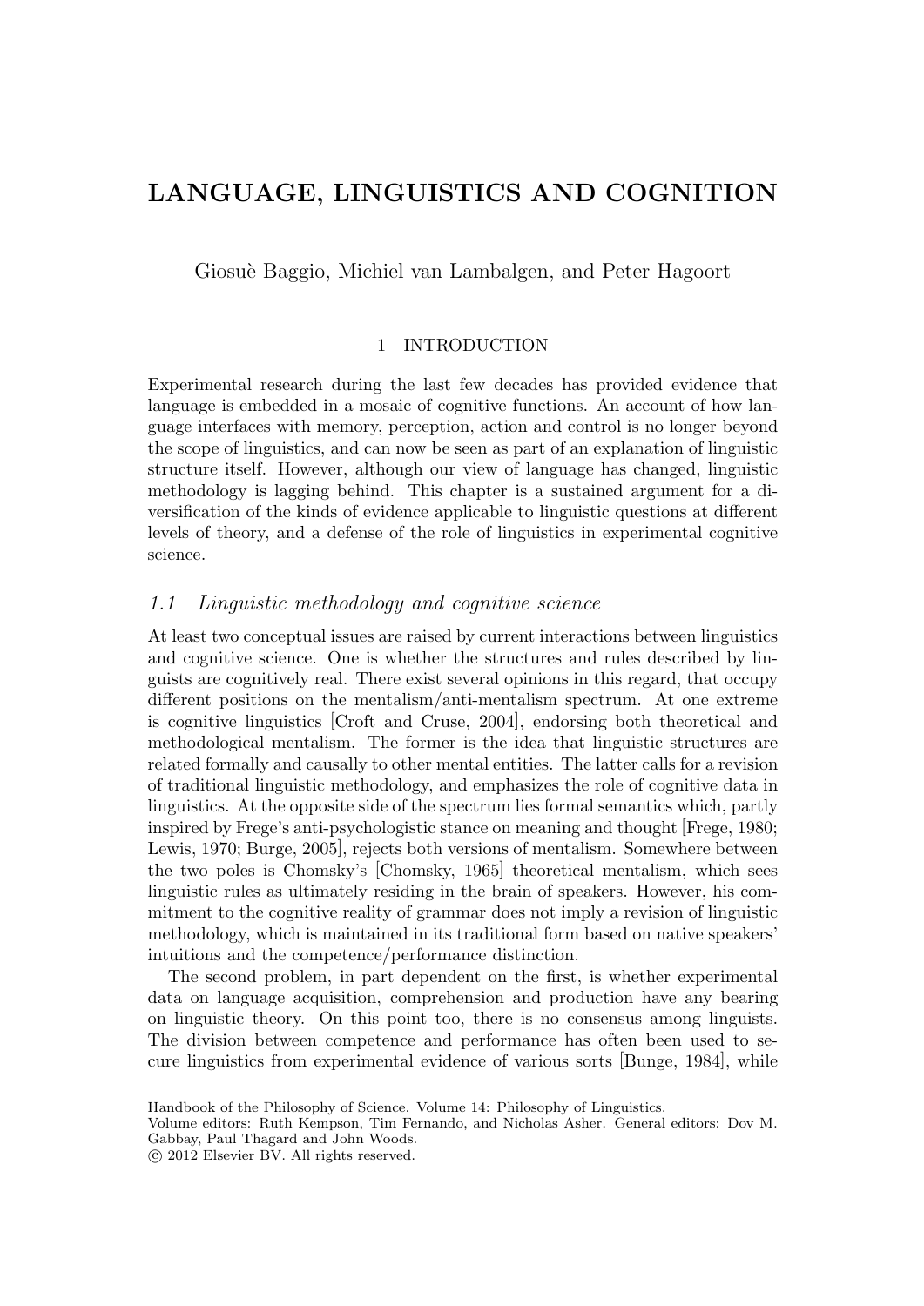# LANGUAGE, LINGUISTICS AND COGNITION

Giosuè Baggio, Michiel van Lambalgen, and Peter Hagoort

## 1 INTRODUCTION

Experimental research during the last few decades has provided evidence that language is embedded in a mosaic of cognitive functions. An account of how language interfaces with memory, perception, action and control is no longer beyond the scope of linguistics, and can now be seen as part of an explanation of linguistic structure itself. However, although our view of language has changed, linguistic methodology is lagging behind. This chapter is a sustained argument for a diversification of the kinds of evidence applicable to linguistic questions at different levels of theory, and a defense of the role of linguistics in experimental cognitive science.

### *1.1 Linguistic methodology and cognitive science*

At least two conceptual issues are raised by current interactions between linguistics and cognitive science. One is whether the structures and rules described by linguists are cognitively real. There exist several opinions in this regard, that occupy different positions on the mentalism/anti-mentalism spectrum. At one extreme is cognitive linguistics [Croft and Cruse, 2004], endorsing both theoretical and methodological mentalism. The former is the idea that linguistic structures are related formally and causally to other mental entities. The latter calls for a revision of traditional linguistic methodology, and emphasizes the role of cognitive data in linguistics. At the opposite side of the spectrum lies formal semantics which, partly inspired by Frege's anti-psychologistic stance on meaning and thought [Frege, 1980; Lewis, 1970; Burge, 2005], rejects both versions of mentalism. Somewhere between the two poles is Chomsky's [Chomsky, 1965] theoretical mentalism, which sees linguistic rules as ultimately residing in the brain of speakers. However, his commitment to the cognitive reality of grammar does not imply a revision of linguistic methodology, which is maintained in its traditional form based on native speakers' intuitions and the competence/performance distinction.

The second problem, in part dependent on the first, is whether experimental data on language acquisition, comprehension and production have any bearing on linguistic theory. On this point too, there is no consensus among linguists. The division between competence and performance has often been used to secure linguistics from experimental evidence of various sorts [Bunge, 1984], while

Handbook of the Philosophy of Science. Volume 14: Philosophy of Linguistics.
Volume editors: Ruth Kempson, Tim Fernando, and Nicholas Asher. General editors: Dov M. Gabbay, Paul Thagard and John Woods.
© 2012 Elsevier BV. All rights reserved.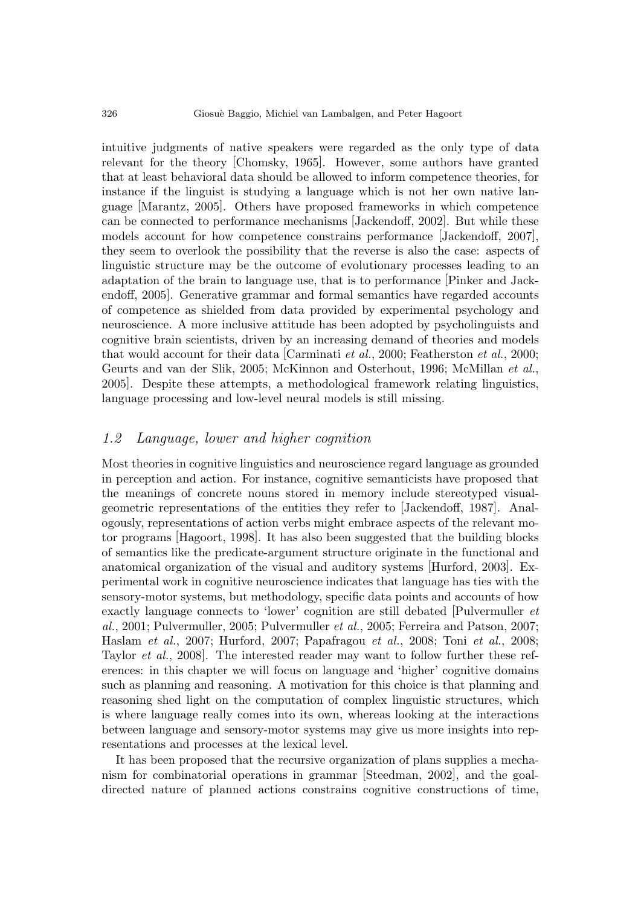intuitive judgments of native speakers were regarded as the only type of data relevant for the theory [Chomsky, 1965]. However, some authors have granted that at least behavioral data should be allowed to inform competence theories, for instance if the linguist is studying a language which is not her own native language [Marantz, 2005]. Others have proposed frameworks in which competence can be connected to performance mechanisms [Jackendoff, 2002]. But while these models account for how competence constrains performance [Jackendoff, 2007], they seem to overlook the possibility that the reverse is also the case: aspects of linguistic structure may be the outcome of evolutionary processes leading to an adaptation of the brain to language use, that is to performance [Pinker and Jackendoff, 2005]. Generative grammar and formal semantics have regarded accounts of competence as shielded from data provided by experimental psychology and neuroscience. A more inclusive attitude has been adopted by psycholinguists and cognitive brain scientists, driven by an increasing demand of theories and models that would account for their data [Carminati *et al.*, 2000; Featherston *et al.*, 2000; Geurts and van der Slik, 2005; McKinnon and Osterhout, 1996; McMillan *et al.*, 2005]. Despite these attempts, a methodological framework relating linguistics, language processing and low-level neural models is still missing.

## *1.2 Language, lower and higher cognition*

Most theories in cognitive linguistics and neuroscience regard language as grounded in perception and action. For instance, cognitive semanticists have proposed that the meanings of concrete nouns stored in memory include stereotyped visual-geometric representations of the entities they refer to [Jackendoff, 1987]. Analogously, representations of action verbs might embrace aspects of the relevant motor programs [Hagoort, 1998]. It has also been suggested that the building blocks of semantics like the predicate-argument structure originate in the functional and anatomical organization of the visual and auditory systems [Hurford, 2003]. Experimental work in cognitive neuroscience indicates that language has ties with the sensory-motor systems, but methodology, specific data points and accounts of how exactly language connects to 'lower' cognition are still debated [Pulvermuller *et al.*, 2001; Pulvermuller, 2005; Pulvermuller *et al.*, 2005; Ferreira and Patson, 2007; Haslam *et al.*, 2007; Hurford, 2007; Papafragou *et al.*, 2008; Toni *et al.*, 2008; Taylor *et al.*, 2008]. The interested reader may want to follow further these references: in this chapter we will focus on language and 'higher' cognitive domains such as planning and reasoning. A motivation for this choice is that planning and reasoning shed light on the computation of complex linguistic structures, which is where language really comes into its own, whereas looking at the interactions between language and sensory-motor systems may give us more insights into representations and processes at the lexical level.

It has been proposed that the recursive organization of plans supplies a mechanism for combinatorial operations in grammar [Steedman, 2002], and the goal-directed nature of planned actions constrains cognitive constructions of time,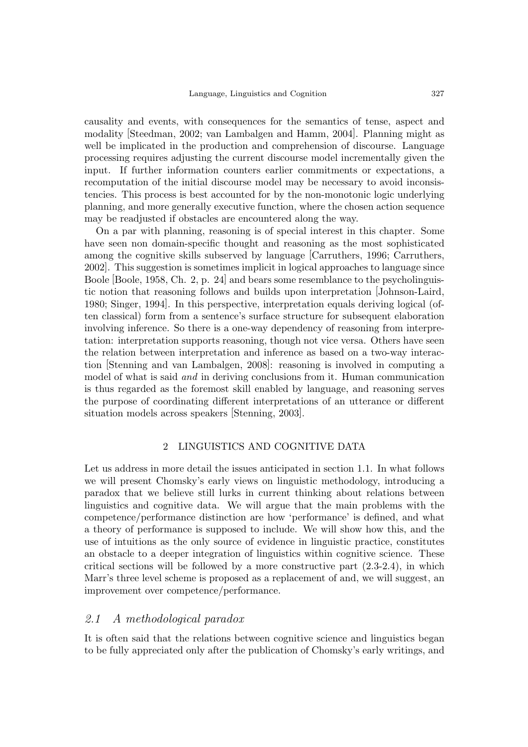causality and events, with consequences for the semantics of tense, aspect and modality [Steedman, 2002; van Lambalgen and Hamm, 2004]. Planning might as well be implicated in the production and comprehension of discourse. Language processing requires adjusting the current discourse model incrementally given the input. If further information counters earlier commitments or expectations, a recomputation of the initial discourse model may be necessary to avoid inconsistencies. This process is best accounted for by the non-monotonic logic underlying planning, and more generally executive function, where the chosen action sequence may be readjusted if obstacles are encountered along the way.

On a par with planning, reasoning is of special interest in this chapter. Some have seen non domain-specific thought and reasoning as the most sophisticated among the cognitive skills subserved by language [Carruthers, 1996; Carruthers, 2002]. This suggestion is sometimes implicit in logical approaches to language since Boole [Boole, 1958, Ch. 2, p. 24] and bears some resemblance to the psycholinguistic notion that reasoning follows and builds upon interpretation [Johnson-Laird, 1980; Singer, 1994]. In this perspective, interpretation equals deriving logical (often classical) form from a sentence's surface structure for subsequent elaboration involving inference. So there is a one-way dependency of reasoning from interpretation: interpretation supports reasoning, though not vice versa. Others have seen the relation between interpretation and inference as based on a two-way interaction [Stenning and van Lambalgen, 2008]: reasoning is involved in computing a model of what is said *and* in deriving conclusions from it. Human communication is thus regarded as the foremost skill enabled by language, and reasoning serves the purpose of coordinating different interpretations of an utterance or different situation models across speakers [Stenning, 2003].

## 2 LINGUISTICS AND COGNITIVE DATA

Let us address in more detail the issues anticipated in section 1.1. In what follows we will present Chomsky's early views on linguistic methodology, introducing a paradox that we believe still lurks in current thinking about relations between linguistics and cognitive data. We will argue that the main problems with the competence/performance distinction are how 'performance' is defined, and what a theory of performance is supposed to include. We will show how this, and the use of intuitions as the only source of evidence in linguistic practice, constitutes an obstacle to a deeper integration of linguistics within cognitive science. These critical sections will be followed by a more constructive part (2.3-2.4), in which Marr's three level scheme is proposed as a replacement of and, we will suggest, an improvement over competence/performance.

### *2.1 A methodological paradox*

It is often said that the relations between cognitive science and linguistics began to be fully appreciated only after the publication of Chomsky's early writings, and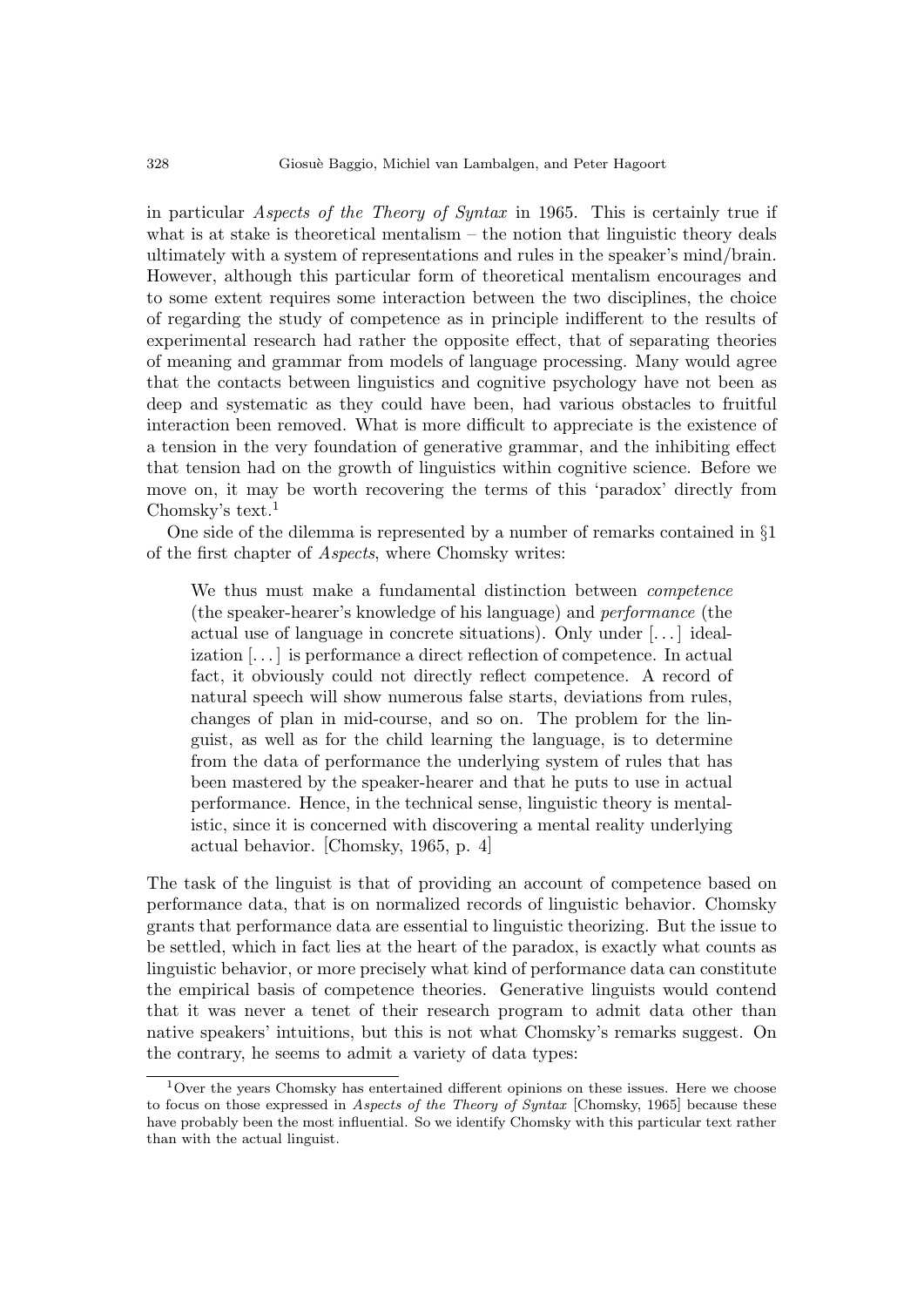in particular *Aspects of the Theory of Syntax* in 1965. This is certainly true if what is at stake is theoretical mentalism – the notion that linguistic theory deals ultimately with a system of representations and rules in the speaker's mind/brain. However, although this particular form of theoretical mentalism encourages and to some extent requires some interaction between the two disciplines, the choice of regarding the study of competence as in principle indifferent to the results of experimental research had rather the opposite effect, that of separating theories of meaning and grammar from models of language processing. Many would agree that the contacts between linguistics and cognitive psychology have not been as deep and systematic as they could have been, had various obstacles to fruitful interaction been removed. What is more difficult to appreciate is the existence of a tension in the very foundation of generative grammar, and the inhibiting effect that tension had on the growth of linguistics within cognitive science. Before we move on, it may be worth recovering the terms of this 'paradox' directly from Chomsky's text.[1]

One side of the dilemma is represented by a number of remarks contained in §1 of the first chapter of *Aspects*, where Chomsky writes:

> We thus must make a fundamental distinction between *competence* (the speaker-hearer's knowledge of his language) and *performance* (the actual use of language in concrete situations). Only under [. . . ] idealization [. . . ] is performance a direct reflection of competence. In actual fact, it obviously could not directly reflect competence. A record of natural speech will show numerous false starts, deviations from rules, changes of plan in mid-course, and so on. The problem for the linguist, as well as for the child learning the language, is to determine from the data of performance the underlying system of rules that has been mastered by the speaker-hearer and that he puts to use in actual performance. Hence, in the technical sense, linguistic theory is mentalistic, since it is concerned with discovering a mental reality underlying actual behavior. [Chomsky, 1965, p. 4]

The task of the linguist is that of providing an account of competence based on performance data, that is on normalized records of linguistic behavior. Chomsky grants that performance data are essential to linguistic theorizing. But the issue to be settled, which in fact lies at the heart of the paradox, is exactly what counts as linguistic behavior, or more precisely what kind of performance data can constitute the empirical basis of competence theories. Generative linguists would contend that it was never a tenet of their research program to admit data other than native speakers' intuitions, but this is not what Chomsky's remarks suggest. On the contrary, he seems to admit a variety of data types:

[1] Over the years Chomsky has entertained different opinions on these issues. Here we choose to focus on those expressed in *Aspects of the Theory of Syntax* [Chomsky, 1965] because these have probably been the most influential. So we identify Chomsky with this particular text rather than with the actual linguist.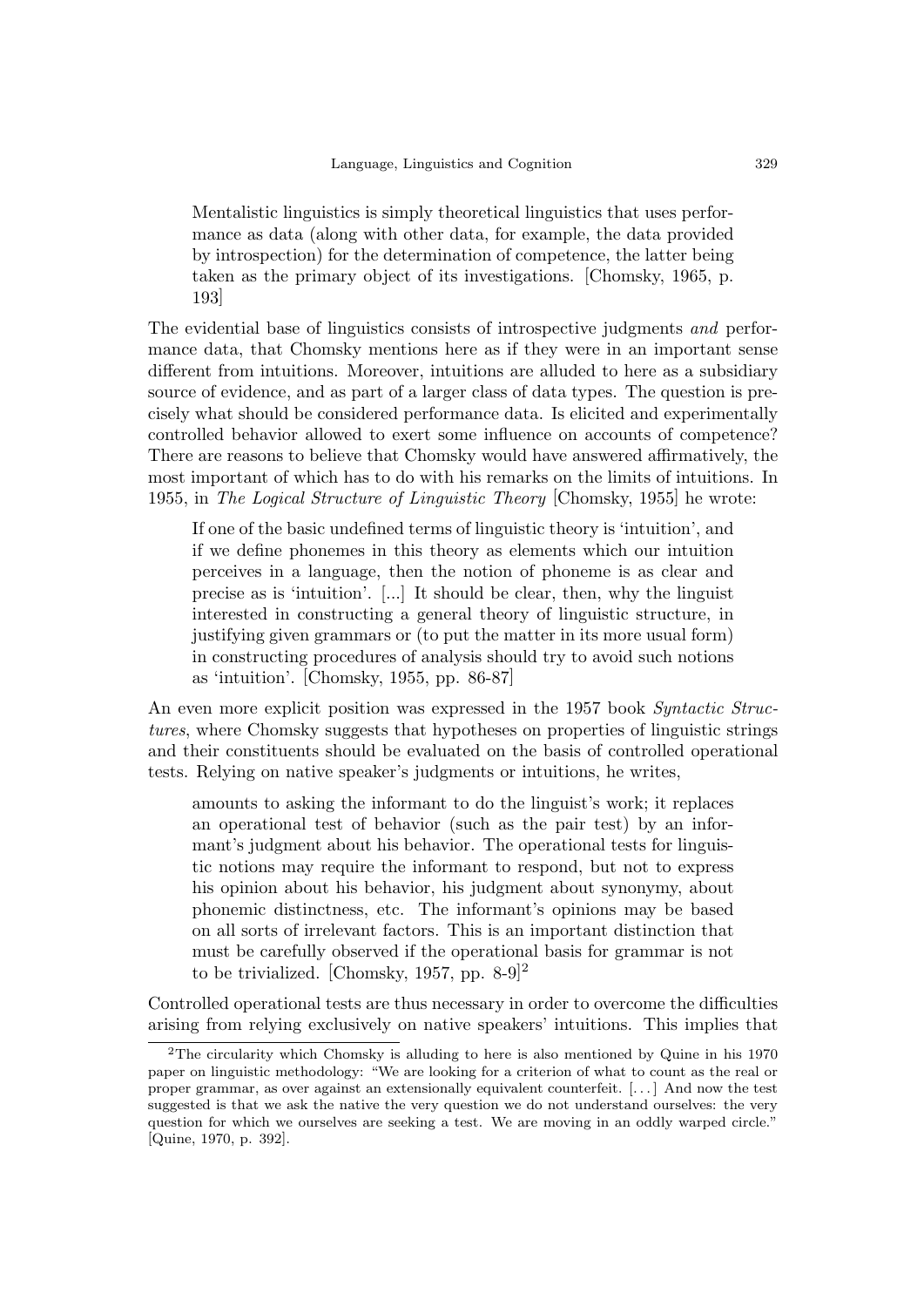> Mentalistic linguistics is simply theoretical linguistics that uses performance as data (along with other data, for example, the data provided by introspection) for the determination of competence, the latter being taken as the primary object of its investigations. [Chomsky, 1965, p. 193]

The evidential base of linguistics consists of introspective judgments *and* performance data, that Chomsky mentions here as if they were in an important sense different from intuitions. Moreover, intuitions are alluded to here as a subsidiary source of evidence, and as part of a larger class of data types. The question is precisely what should be considered performance data. Is elicited and experimentally controlled behavior allowed to exert some influence on accounts of competence? There are reasons to believe that Chomsky would have answered affirmatively, the most important of which has to do with his remarks on the limits of intuitions. In 1955, in *The Logical Structure of Linguistic Theory* [Chomsky, 1955] he wrote:

> If one of the basic undefined terms of linguistic theory is 'intuition', and if we define phonemes in this theory as elements which our intuition perceives in a language, then the notion of phoneme is as clear and precise as is 'intuition'. [...] It should be clear, then, why the linguist interested in constructing a general theory of linguistic structure, in justifying given grammars or (to put the matter in its more usual form) in constructing procedures of analysis should try to avoid such notions as 'intuition'. [Chomsky, 1955, pp. 86-87]

An even more explicit position was expressed in the 1957 book *Syntactic Structures*, where Chomsky suggests that hypotheses on properties of linguistic strings and their constituents should be evaluated on the basis of controlled operational tests. Relying on native speaker's judgments or intuitions, he writes,

> amounts to asking the informant to do the linguist's work; it replaces an operational test of behavior (such as the pair test) by an informant's judgment about his behavior. The operational tests for linguistic notions may require the informant to respond, but not to express his opinion about his behavior, his judgment about synonymy, about phonemic distinctness, etc. The informant's opinions may be based on all sorts of irrelevant factors. This is an important distinction that must be carefully observed if the operational basis for grammar is not to be trivialized. [Chomsky, 1957, pp. 8-9][2]

Controlled operational tests are thus necessary in order to overcome the difficulties arising from relying exclusively on native speakers' intuitions. This implies that

[2] The circularity which Chomsky is alluding to here is also mentioned by Quine in his 1970 paper on linguistic methodology: "We are looking for a criterion of what to count as the real or proper grammar, as over against an extensionally equivalent counterfeit. [...] And now the test suggested is that we ask the native the very question we do not understand ourselves: the very question for which we ourselves are seeking a test. We are moving in an oddly warped circle." [Quine, 1970, p. 392].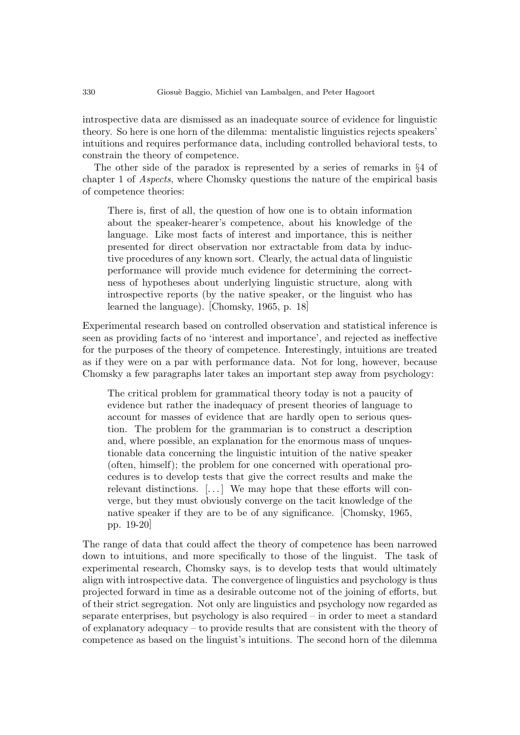introspective data are dismissed as an inadequate source of evidence for linguistic theory. So here is one horn of the dilemma: mentalistic linguistics rejects speakers' intuitions and requires performance data, including controlled behavioral tests, to constrain the theory of competence.

The other side of the paradox is represented by a series of remarks in §4 of chapter 1 of *Aspects*, where Chomsky questions the nature of the empirical basis of competence theories:

> There is, first of all, the question of how one is to obtain information about the speaker-hearer's competence, about his knowledge of the language. Like most facts of interest and importance, this is neither presented for direct observation nor extractable from data by inductive procedures of any known sort. Clearly, the actual data of linguistic performance will provide much evidence for determining the correctness of hypotheses about underlying linguistic structure, along with introspective reports (by the native speaker, or the linguist who has learned the language). [Chomsky, 1965, p. 18]

Experimental research based on controlled observation and statistical inference is seen as providing facts of no 'interest and importance', and rejected as ineffective for the purposes of the theory of competence. Interestingly, intuitions are treated as if they were on a par with performance data. Not for long, however, because Chomsky a few paragraphs later takes an important step away from psychology:

> The critical problem for grammatical theory today is not a paucity of evidence but rather the inadequacy of present theories of language to account for masses of evidence that are hardly open to serious question. The problem for the grammarian is to construct a description and, where possible, an explanation for the enormous mass of unquestionable data concerning the linguistic intuition of the native speaker (often, himself); the problem for one concerned with operational procedures is to develop tests that give the correct results and make the relevant distinctions. [...] We may hope that these efforts will converge, but they must obviously converge on the tacit knowledge of the native speaker if they are to be of any significance. [Chomsky, 1965, pp. 19-20]

The range of data that could affect the theory of competence has been narrowed down to intuitions, and more specifically to those of the linguist. The task of experimental research, Chomsky says, is to develop tests that would ultimately align with introspective data. The convergence of linguistics and psychology is thus projected forward in time as a desirable outcome not of the joining of efforts, but of their strict segregation. Not only are linguistics and psychology now regarded as separate enterprises, but psychology is also required – in order to meet a standard of explanatory adequacy – to provide results that are consistent with the theory of competence as based on the linguist's intuitions. The second horn of the dilemma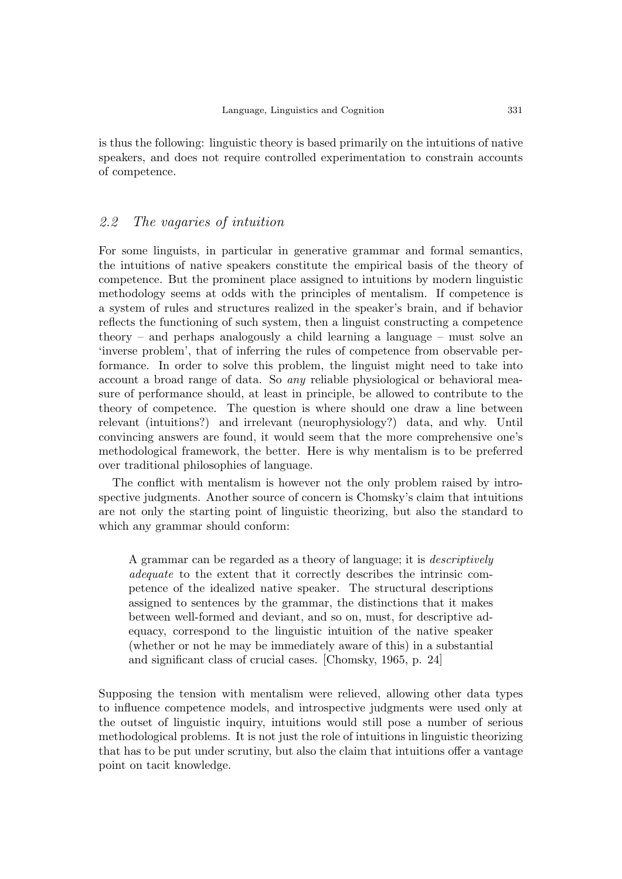is thus the following: linguistic theory is based primarily on the intuitions of native speakers, and does not require controlled experimentation to constrain accounts of competence.

## 2.2 *The vagaries of intuition*

For some linguists, in particular in generative grammar and formal semantics, the intuitions of native speakers constitute the empirical basis of the theory of competence. But the prominent place assigned to intuitions by modern linguistic methodology seems at odds with the principles of mentalism. If competence is a system of rules and structures realized in the speaker's brain, and if behavior reflects the functioning of such system, then a linguist constructing a competence theory – and perhaps analogously a child learning a language – must solve an 'inverse problem', that of inferring the rules of competence from observable performance. In order to solve this problem, the linguist might need to take into account a broad range of data. So *any* reliable physiological or behavioral measure of performance should, at least in principle, be allowed to contribute to the theory of competence. The question is where should one draw a line between relevant (intuitions?) and irrelevant (neurophysiology?) data, and why. Until convincing answers are found, it would seem that the more comprehensive one's methodological framework, the better. Here is why mentalism is to be preferred over traditional philosophies of language.

The conflict with mentalism is however not the only problem raised by introspective judgments. Another source of concern is Chomsky's claim that intuitions are not only the starting point of linguistic theorizing, but also the standard to which any grammar should conform:

> A grammar can be regarded as a theory of language; it is *descriptively adequate* to the extent that it correctly describes the intrinsic competence of the idealized native speaker. The structural descriptions assigned to sentences by the grammar, the distinctions that it makes between well-formed and deviant, and so on, must, for descriptive adequacy, correspond to the linguistic intuition of the native speaker (whether or not he may be immediately aware of this) in a substantial and significant class of crucial cases. [Chomsky, 1965, p. 24]

Supposing the tension with mentalism were relieved, allowing other data types to influence competence models, and introspective judgments were used only at the outset of linguistic inquiry, intuitions would still pose a number of serious methodological problems. It is not just the role of intuitions in linguistic theorizing that has to be put under scrutiny, but also the claim that intuitions offer a vantage point on tacit knowledge.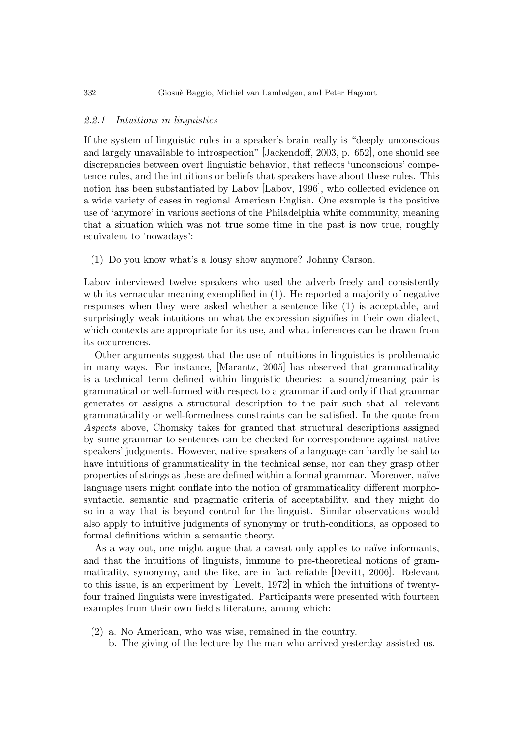### *2.2.1 Intuitions in linguistics*

If the system of linguistic rules in a speaker's brain really is "deeply unconscious and largely unavailable to introspection" [Jackendoff, 2003, p. 652], one should see discrepancies between overt linguistic behavior, that reflects 'unconscious' competence rules, and the intuitions or beliefs that speakers have about these rules. This notion has been substantiated by Labov [Labov, 1996], who collected evidence on a wide variety of cases in regional American English. One example is the positive use of 'anymore' in various sections of the Philadelphia white community, meaning that a situation which was not true some time in the past is now true, roughly equivalent to 'nowadays':

(1) Do you know what's a lousy show anymore? Johnny Carson.

Labov interviewed twelve speakers who used the adverb freely and consistently with its vernacular meaning exemplified in (1). He reported a majority of negative responses when they were asked whether a sentence like (1) is acceptable, and surprisingly weak intuitions on what the expression signifies in their own dialect, which contexts are appropriate for its use, and what inferences can be drawn from its occurrences.

Other arguments suggest that the use of intuitions in linguistics is problematic in many ways. For instance, [Marantz, 2005] has observed that grammaticality is a technical term defined within linguistic theories: a sound/meaning pair is grammatical or well-formed with respect to a grammar if and only if that grammar generates or assigns a structural description to the pair such that all relevant grammaticality or well-formedness constraints can be satisfied. In the quote from *Aspects* above, Chomsky takes for granted that structural descriptions assigned by some grammar to sentences can be checked for correspondence against native speakers' judgments. However, native speakers of a language can hardly be said to have intuitions of grammaticality in the technical sense, nor can they grasp other properties of strings as these are defined within a formal grammar. Moreover, naïve language users might conflate into the notion of grammaticality different morphosyntactic, semantic and pragmatic criteria of acceptability, and they might do so in a way that is beyond control for the linguist. Similar observations would also apply to intuitive judgments of synonymy or truth-conditions, as opposed to formal definitions within a semantic theory.

As a way out, one might argue that a caveat only applies to naïve informants, and that the intuitions of linguists, immune to pre-theoretical notions of grammaticality, synonymy, and the like, are in fact reliable [Devitt, 2006]. Relevant to this issue, is an experiment by [Levelt, 1972] in which the intuitions of twenty-four trained linguists were investigated. Participants were presented with fourteen examples from their own field's literature, among which:

(2) a. No American, who was wise, remained in the country.
    b. The giving of the lecture by the man who arrived yesterday assisted us.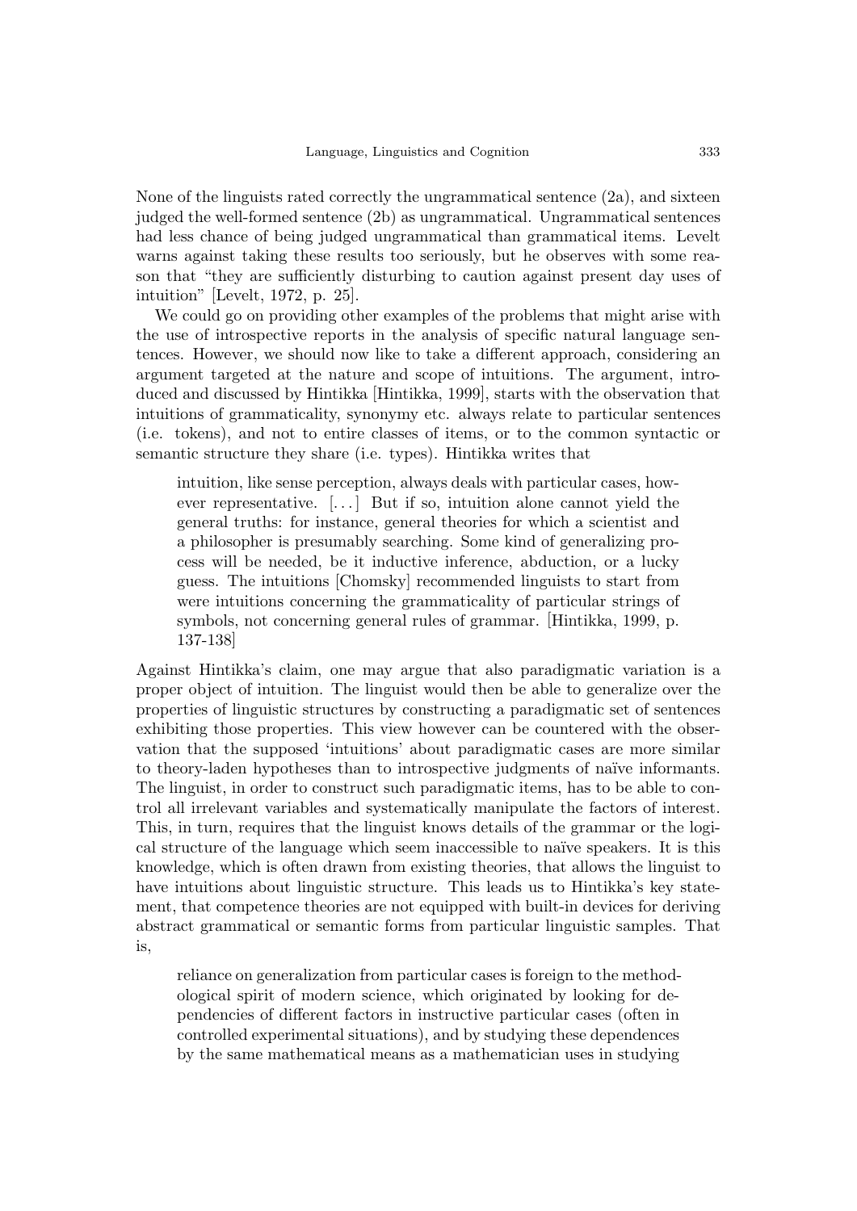None of the linguists rated correctly the ungrammatical sentence (2a), and sixteen judged the well-formed sentence (2b) as ungrammatical. Ungrammatical sentences had less chance of being judged ungrammatical than grammatical items. Levelt warns against taking these results too seriously, but he observes with some reason that "they are sufficiently disturbing to caution against present day uses of intuition" [Levelt, 1972, p. 25].

We could go on providing other examples of the problems that might arise with the use of introspective reports in the analysis of specific natural language sentences. However, we should now like to take a different approach, considering an argument targeted at the nature and scope of intuitions. The argument, introduced and discussed by Hintikka [Hintikka, 1999], starts with the observation that intuitions of grammaticality, synonymy etc. always relate to particular sentences (i.e. tokens), and not to entire classes of items, or to the common syntactic or semantic structure they share (i.e. types). Hintikka writes that

> intuition, like sense perception, always deals with particular cases, however representative. [. . . ] But if so, intuition alone cannot yield the general truths: for instance, general theories for which a scientist and a philosopher is presumably searching. Some kind of generalizing process will be needed, be it inductive inference, abduction, or a lucky guess. The intuitions [Chomsky] recommended linguists to start from were intuitions concerning the grammaticality of particular strings of symbols, not concerning general rules of grammar. [Hintikka, 1999, p. 137-138]

Against Hintikka's claim, one may argue that also paradigmatic variation is a proper object of intuition. The linguist would then be able to generalize over the properties of linguistic structures by constructing a paradigmatic set of sentences exhibiting those properties. This view however can be countered with the observation that the supposed 'intuitions' about paradigmatic cases are more similar to theory-laden hypotheses than to introspective judgments of naïve informants. The linguist, in order to construct such paradigmatic items, has to be able to control all irrelevant variables and systematically manipulate the factors of interest. This, in turn, requires that the linguist knows details of the grammar or the logical structure of the language which seem inaccessible to naïve speakers. It is this knowledge, which is often drawn from existing theories, that allows the linguist to have intuitions about linguistic structure. This leads us to Hintikka's key statement, that competence theories are not equipped with built-in devices for deriving abstract grammatical or semantic forms from particular linguistic samples. That is,

> reliance on generalization from particular cases is foreign to the methodological spirit of modern science, which originated by looking for dependencies of different factors in instructive particular cases (often in controlled experimental situations), and by studying these dependences by the same mathematical means as a mathematician uses in studying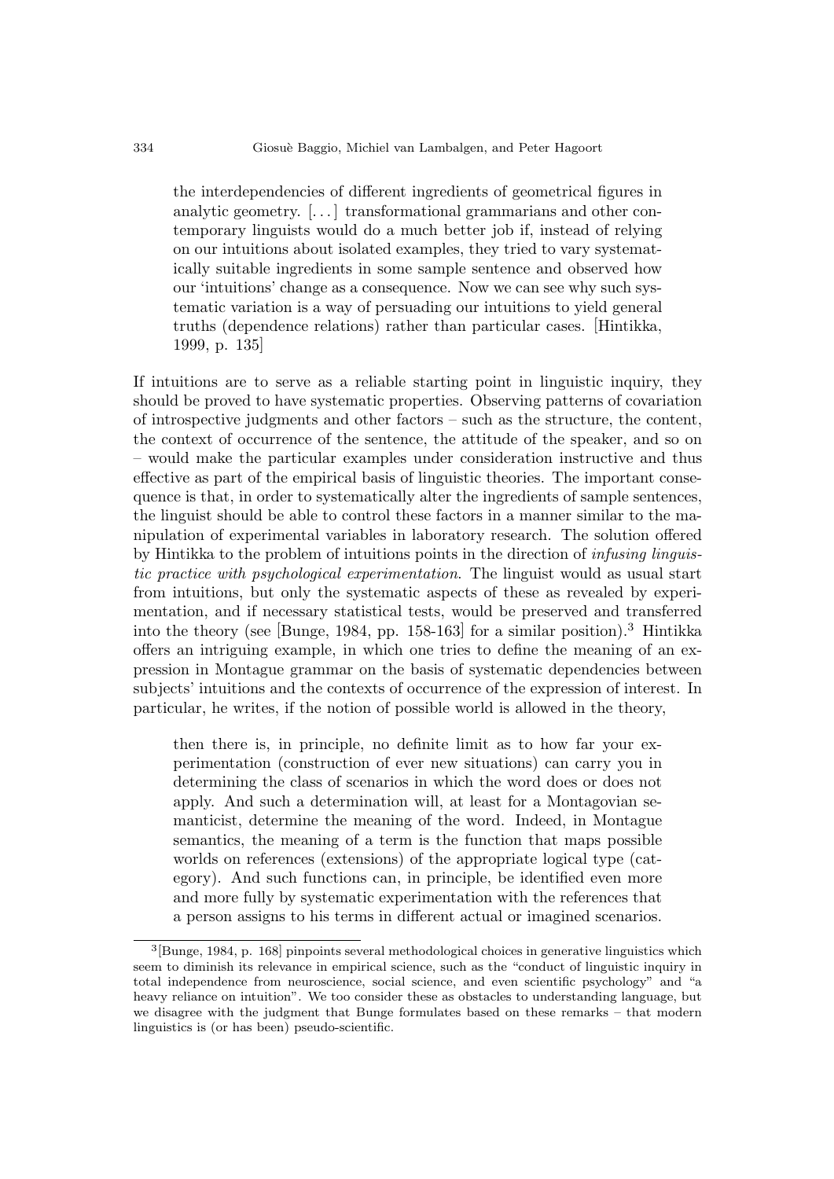> the interdependencies of different ingredients of geometrical figures in analytic geometry. [. . . ] transformational grammarians and other contemporary linguists would do a much better job if, instead of relying on our intuitions about isolated examples, they tried to vary systematically suitable ingredients in some sample sentence and observed how our 'intuitions' change as a consequence. Now we can see why such systematic variation is a way of persuading our intuitions to yield general truths (dependence relations) rather than particular cases. [Hintikka, 1999, p. 135]

If intuitions are to serve as a reliable starting point in linguistic inquiry, they should be proved to have systematic properties. Observing patterns of covariation of introspective judgments and other factors – such as the structure, the content, the context of occurrence of the sentence, the attitude of the speaker, and so on – would make the particular examples under consideration instructive and thus effective as part of the empirical basis of linguistic theories. The important consequence is that, in order to systematically alter the ingredients of sample sentences, the linguist should be able to control these factors in a manner similar to the manipulation of experimental variables in laboratory research. The solution offered by Hintikka to the problem of intuitions points in the direction of *infusing linguistic practice with psychological experimentation*. The linguist would as usual start from intuitions, but only the systematic aspects of these as revealed by experimentation, and if necessary statistical tests, would be preserved and transferred into the theory (see [Bunge, 1984, pp. 158-163] for a similar position).[3] Hintikka offers an intriguing example, in which one tries to define the meaning of an expression in Montague grammar on the basis of systematic dependencies between subjects' intuitions and the contexts of occurrence of the expression of interest. In particular, he writes, if the notion of possible world is allowed in the theory,

> then there is, in principle, no definite limit as to how far your experimentation (construction of ever new situations) can carry you in determining the class of scenarios in which the word does or does not apply. And such a determination will, at least for a Montagovian semanticist, determine the meaning of the word. Indeed, in Montague semantics, the meaning of a term is the function that maps possible worlds on references (extensions) of the appropriate logical type (category). And such functions can, in principle, be identified even more and more fully by systematic experimentation with the references that a person assigns to his terms in different actual or imagined scenarios.

[3][Bunge, 1984, p. 168] pinpoints several methodological choices in generative linguistics which seem to diminish its relevance in empirical science, such as the "conduct of linguistic inquiry in total independence from neuroscience, social science, and even scientific psychology" and "a heavy reliance on intuition". We too consider these as obstacles to understanding language, but we disagree with the judgment that Bunge formulates based on these remarks – that modern linguistics is (or has been) pseudo-scientific.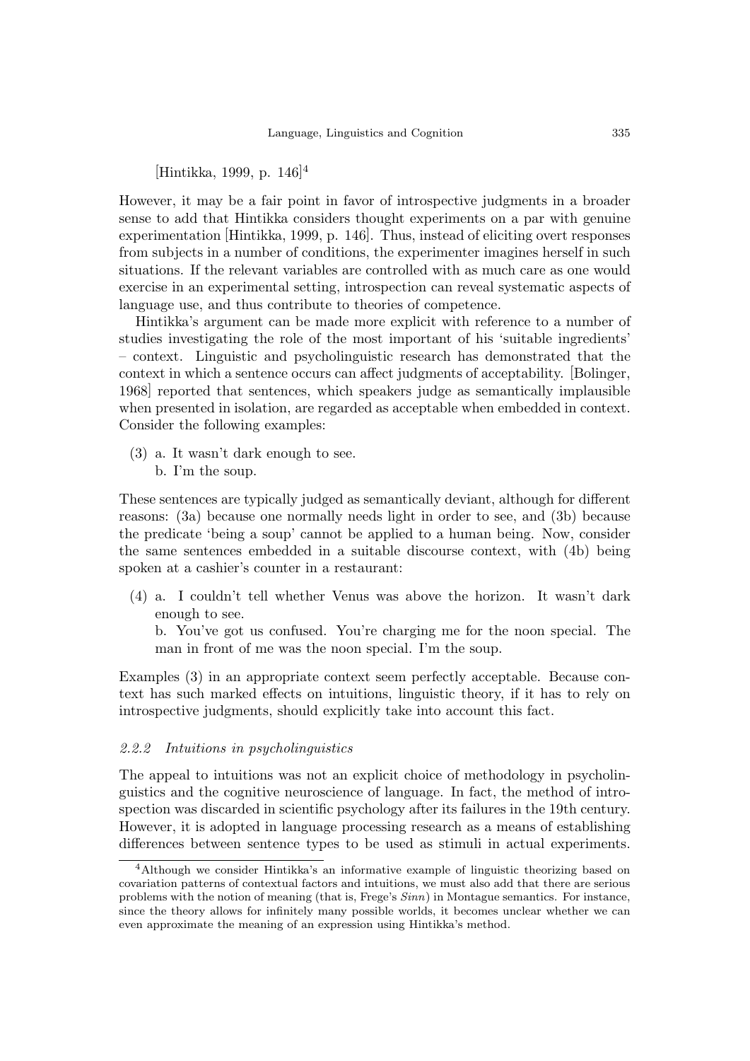[Hintikka, 1999, p. 146][4]

However, it may be a fair point in favor of introspective judgments in a broader sense to add that Hintikka considers thought experiments on a par with genuine experimentation [Hintikka, 1999, p. 146]. Thus, instead of eliciting overt responses from subjects in a number of conditions, the experimenter imagines herself in such situations. If the relevant variables are controlled with as much care as one would exercise in an experimental setting, introspection can reveal systematic aspects of language use, and thus contribute to theories of competence.

Hintikka's argument can be made more explicit with reference to a number of studies investigating the role of the most important of his 'suitable ingredients' – context. Linguistic and psycholinguistic research has demonstrated that the context in which a sentence occurs can affect judgments of acceptability. [Bolinger, 1968] reported that sentences, which speakers judge as semantically implausible when presented in isolation, are regarded as acceptable when embedded in context. Consider the following examples:

(3) a. It wasn't dark enough to see.
 b. I'm the soup.

These sentences are typically judged as semantically deviant, although for different reasons: (3a) because one normally needs light in order to see, and (3b) because the predicate 'being a soup' cannot be applied to a human being. Now, consider the same sentences embedded in a suitable discourse context, with (4b) being spoken at a cashier's counter in a restaurant:

(4) a. I couldn't tell whether Venus was above the horizon. It wasn't dark enough to see.
 b. You've got us confused. You're charging me for the noon special. The man in front of me was the noon special. I'm the soup.

Examples (3) in an appropriate context seem perfectly acceptable. Because context has such marked effects on intuitions, linguistic theory, if it has to rely on introspective judgments, should explicitly take into account this fact.

### *2.2.2 Intuitions in psycholinguistics*

The appeal to intuitions was not an explicit choice of methodology in psycholinguistics and the cognitive neuroscience of language. In fact, the method of introspection was discarded in scientific psychology after its failures in the 19th century. However, it is adopted in language processing research as a means of establishing differences between sentence types to be used as stimuli in actual experiments.

[4] Although we consider Hintikka's an informative example of linguistic theorizing based on covariation patterns of contextual factors and intuitions, we must also add that there are serious problems with the notion of meaning (that is, Frege's *Sinn*) in Montague semantics. For instance, since the theory allows for infinitely many possible worlds, it becomes unclear whether we can even approximate the meaning of an expression using Hintikka's method.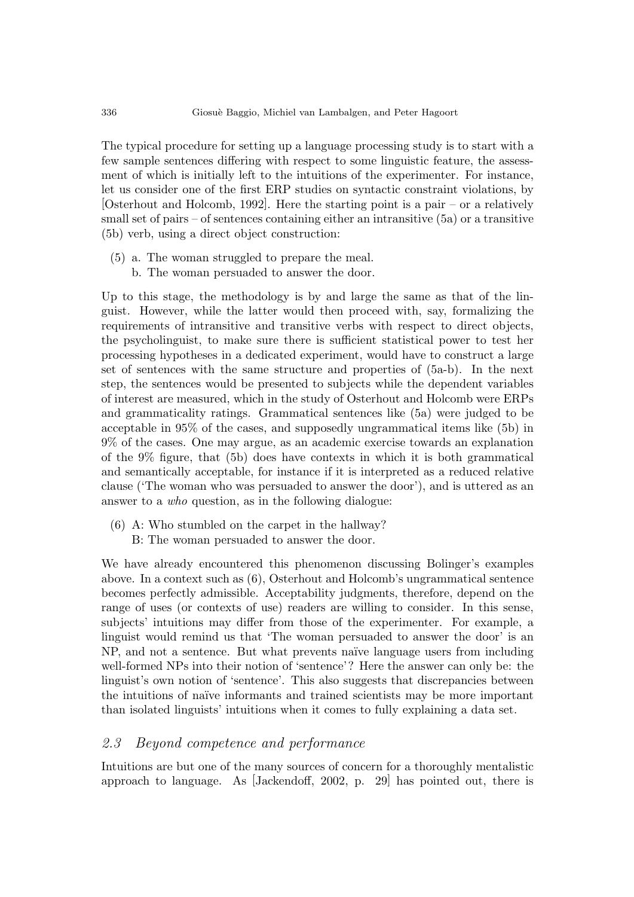The typical procedure for setting up a language processing study is to start with a few sample sentences differing with respect to some linguistic feature, the assessment of which is initially left to the intuitions of the experimenter. For instance, let us consider one of the first ERP studies on syntactic constraint violations, by [Osterhout and Holcomb, 1992]. Here the starting point is a pair – or a relatively small set of pairs – of sentences containing either an intransitive (5a) or a transitive (5b) verb, using a direct object construction:

(5) a. The woman struggled to prepare the meal.
    b. The woman persuaded to answer the door.

Up to this stage, the methodology is by and large the same as that of the linguist. However, while the latter would then proceed with, say, formalizing the requirements of intransitive and transitive verbs with respect to direct objects, the psycholinguist, to make sure there is sufficient statistical power to test her processing hypotheses in a dedicated experiment, would have to construct a large set of sentences with the same structure and properties of (5a-b). In the next step, the sentences would be presented to subjects while the dependent variables of interest are measured, which in the study of Osterhout and Holcomb were ERPs and grammaticality ratings. Grammatical sentences like (5a) were judged to be acceptable in 95% of the cases, and supposedly ungrammatical items like (5b) in 9% of the cases. One may argue, as an academic exercise towards an explanation of the 9% figure, that (5b) does have contexts in which it is both grammatical and semantically acceptable, for instance if it is interpreted as a reduced relative clause ('The woman who was persuaded to answer the door'), and is uttered as an answer to a *who* question, as in the following dialogue:

(6) A: Who stumbled on the carpet in the hallway?
    B: The woman persuaded to answer the door.

We have already encountered this phenomenon discussing Bolinger's examples above. In a context such as (6), Osterhout and Holcomb's ungrammatical sentence becomes perfectly admissible. Acceptability judgments, therefore, depend on the range of uses (or contexts of use) readers are willing to consider. In this sense, subjects' intuitions may differ from those of the experimenter. For example, a linguist would remind us that 'The woman persuaded to answer the door' is an NP, and not a sentence. But what prevents naïve language users from including well-formed NPs into their notion of 'sentence'? Here the answer can only be: the linguist's own notion of 'sentence'. This also suggests that discrepancies between the intuitions of naïve informants and trained scientists may be more important than isolated linguists' intuitions when it comes to fully explaining a data set.

### *2.3 Beyond competence and performance*

Intuitions are but one of the many sources of concern for a thoroughly mentalistic approach to language. As [Jackendoff, 2002, p. 29] has pointed out, there is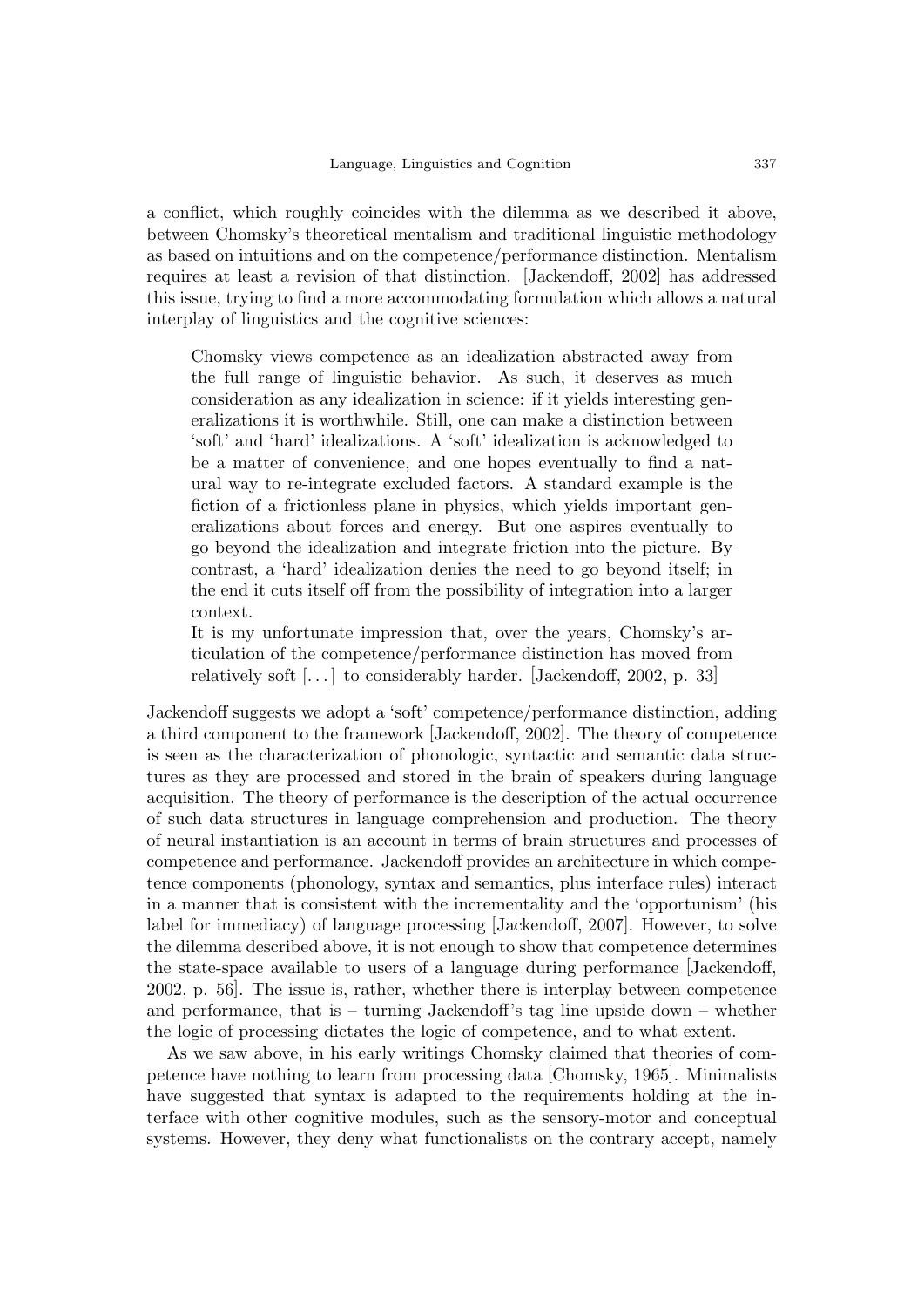a conflict, which roughly coincides with the dilemma as we described it above, between Chomsky's theoretical mentalism and traditional linguistic methodology as based on intuitions and on the competence/performance distinction. Mentalism requires at least a revision of that distinction. [Jackendoff, 2002] has addressed this issue, trying to find a more accommodating formulation which allows a natural interplay of linguistics and the cognitive sciences:

> Chomsky views competence as an idealization abstracted away from the full range of linguistic behavior. As such, it deserves as much consideration as any idealization in science: if it yields interesting generalizations it is worthwhile. Still, one can make a distinction between 'soft' and 'hard' idealizations. A 'soft' idealization is acknowledged to be a matter of convenience, and one hopes eventually to find a natural way to re-integrate excluded factors. A standard example is the fiction of a frictionless plane in physics, which yields important generalizations about forces and energy. But one aspires eventually to go beyond the idealization and integrate friction into the picture. By contrast, a 'hard' idealization denies the need to go beyond itself; in the end it cuts itself off from the possibility of integration into a larger context.
>
> It is my unfortunate impression that, over the years, Chomsky's articulation of the competence/performance distinction has moved from relatively soft [...] to considerably harder. [Jackendoff, 2002, p. 33]

Jackendoff suggests we adopt a 'soft' competence/performance distinction, adding a third component to the framework [Jackendoff, 2002]. The theory of competence is seen as the characterization of phonologic, syntactic and semantic data structures as they are processed and stored in the brain of speakers during language acquisition. The theory of performance is the description of the actual occurrence of such data structures in language comprehension and production. The theory of neural instantiation is an account in terms of brain structures and processes of competence and performance. Jackendoff provides an architecture in which competence components (phonology, syntax and semantics, plus interface rules) interact in a manner that is consistent with the incrementality and the 'opportunism' (his label for immediacy) of language processing [Jackendoff, 2007]. However, to solve the dilemma described above, it is not enough to show that competence determines the state-space available to users of a language during performance [Jackendoff, 2002, p. 56]. The issue is, rather, whether there is interplay between competence and performance, that is – turning Jackendoff's tag line upside down – whether the logic of processing dictates the logic of competence, and to what extent.

As we saw above, in his early writings Chomsky claimed that theories of competence have nothing to learn from processing data [Chomsky, 1965]. Minimalists have suggested that syntax is adapted to the requirements holding at the interface with other cognitive modules, such as the sensory-motor and conceptual systems. However, they deny what functionalists on the contrary accept, namely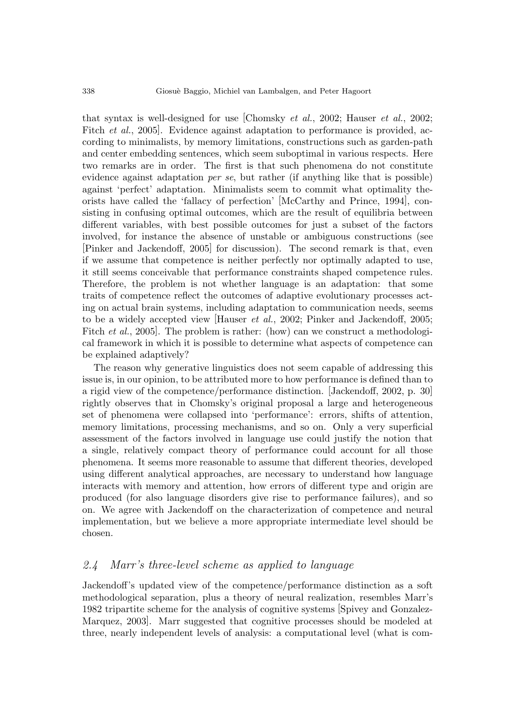that syntax is well-designed for use [Chomsky *et al.*, 2002; Hauser *et al.*, 2002; Fitch *et al.*, 2005]. Evidence against adaptation to performance is provided, according to minimalists, by memory limitations, constructions such as garden-path and center embedding sentences, which seem suboptimal in various respects. Here two remarks are in order. The first is that such phenomena do not constitute evidence against adaptation *per se*, but rather (if anything like that is possible) against 'perfect' adaptation. Minimalists seem to commit what optimality theorists have called the 'fallacy of perfection' [McCarthy and Prince, 1994], consisting in confusing optimal outcomes, which are the result of equilibria between different variables, with best possible outcomes for just a subset of the factors involved, for instance the absence of unstable or ambiguous constructions (see [Pinker and Jackendoff, 2005] for discussion). The second remark is that, even if we assume that competence is neither perfectly nor optimally adapted to use, it still seems conceivable that performance constraints shaped competence rules. Therefore, the problem is not whether language is an adaptation: that some traits of competence reflect the outcomes of adaptive evolutionary processes acting on actual brain systems, including adaptation to communication needs, seems to be a widely accepted view [Hauser *et al.*, 2002; Pinker and Jackendoff, 2005; Fitch *et al.*, 2005]. The problem is rather: (how) can we construct a methodological framework in which it is possible to determine what aspects of competence can be explained adaptively?

The reason why generative linguistics does not seem capable of addressing this issue is, in our opinion, to be attributed more to how performance is defined than to a rigid view of the competence/performance distinction. [Jackendoff, 2002, p. 30] rightly observes that in Chomsky's original proposal a large and heterogeneous set of phenomena were collapsed into 'performance': errors, shifts of attention, memory limitations, processing mechanisms, and so on. Only a very superficial assessment of the factors involved in language use could justify the notion that a single, relatively compact theory of performance could account for all those phenomena. It seems more reasonable to assume that different theories, developed using different analytical approaches, are necessary to understand how language interacts with memory and attention, how errors of different type and origin are produced (for also language disorders give rise to performance failures), and so on. We agree with Jackendoff on the characterization of competence and neural implementation, but we believe a more appropriate intermediate level should be chosen.

## *2.4 Marr's three-level scheme as applied to language*

Jackendoff's updated view of the competence/performance distinction as a soft methodological separation, plus a theory of neural realization, resembles Marr's 1982 tripartite scheme for the analysis of cognitive systems [Spivey and Gonzalez-Marquez, 2003]. Marr suggested that cognitive processes should be modeled at three, nearly independent levels of analysis: a computational level (what is com-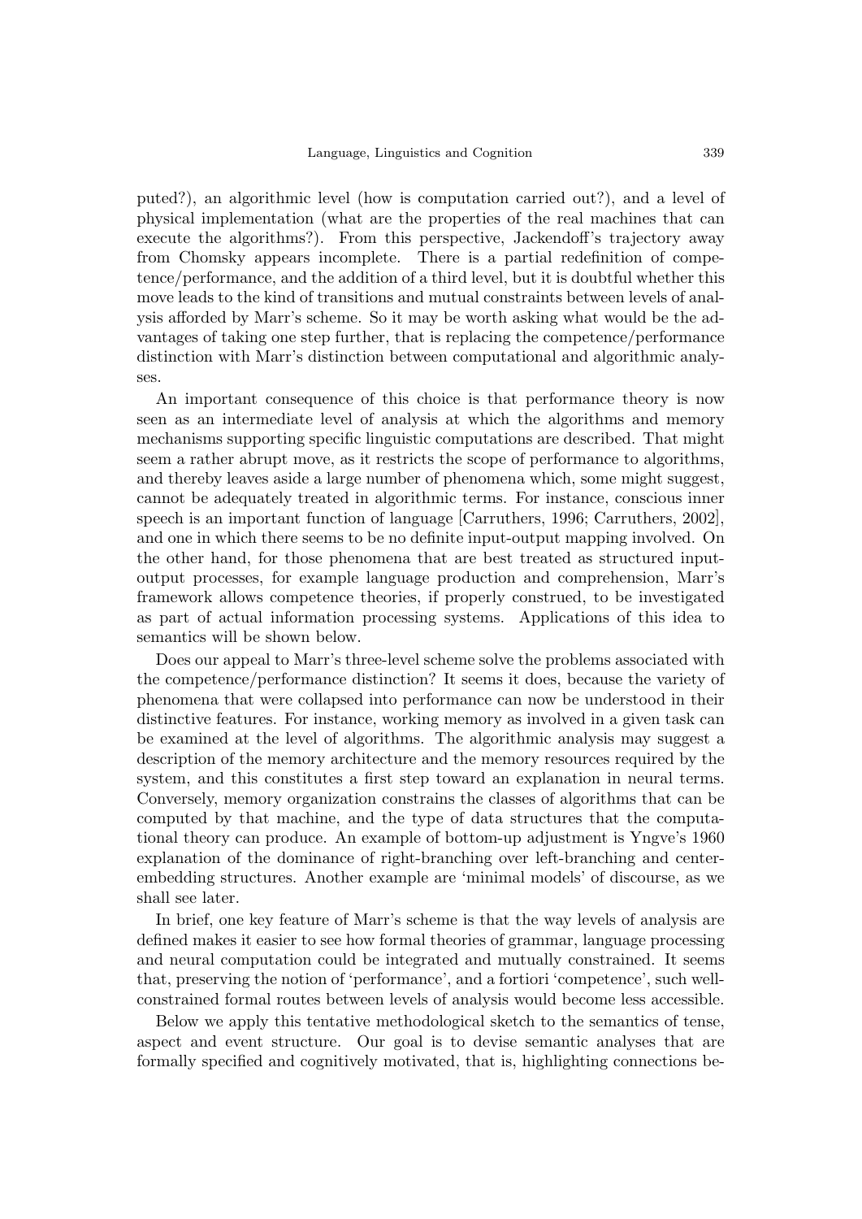puted?), an algorithmic level (how is computation carried out?), and a level of physical implementation (what are the properties of the real machines that can execute the algorithms?). From this perspective, Jackendoff's trajectory away from Chomsky appears incomplete. There is a partial redefinition of competence/performance, and the addition of a third level, but it is doubtful whether this move leads to the kind of transitions and mutual constraints between levels of analysis afforded by Marr's scheme. So it may be worth asking what would be the advantages of taking one step further, that is replacing the competence/performance distinction with Marr's distinction between computational and algorithmic analyses.

An important consequence of this choice is that performance theory is now seen as an intermediate level of analysis at which the algorithms and memory mechanisms supporting specific linguistic computations are described. That might seem a rather abrupt move, as it restricts the scope of performance to algorithms, and thereby leaves aside a large number of phenomena which, some might suggest, cannot be adequately treated in algorithmic terms. For instance, conscious inner speech is an important function of language [Carruthers, 1996; Carruthers, 2002], and one in which there seems to be no definite input-output mapping involved. On the other hand, for those phenomena that are best treated as structured input-output processes, for example language production and comprehension, Marr's framework allows competence theories, if properly construed, to be investigated as part of actual information processing systems. Applications of this idea to semantics will be shown below.

Does our appeal to Marr's three-level scheme solve the problems associated with the competence/performance distinction? It seems it does, because the variety of phenomena that were collapsed into performance can now be understood in their distinctive features. For instance, working memory as involved in a given task can be examined at the level of algorithms. The algorithmic analysis may suggest a description of the memory architecture and the memory resources required by the system, and this constitutes a first step toward an explanation in neural terms. Conversely, memory organization constrains the classes of algorithms that can be computed by that machine, and the type of data structures that the computational theory can produce. An example of bottom-up adjustment is Yngve's 1960 explanation of the dominance of right-branching over left-branching and center-embedding structures. Another example are 'minimal models' of discourse, as we shall see later.

In brief, one key feature of Marr's scheme is that the way levels of analysis are defined makes it easier to see how formal theories of grammar, language processing and neural computation could be integrated and mutually constrained. It seems that, preserving the notion of 'performance', and a fortiori 'competence', such well-constrained formal routes between levels of analysis would become less accessible.

Below we apply this tentative methodological sketch to the semantics of tense, aspect and event structure. Our goal is to devise semantic analyses that are formally specified and cognitively motivated, that is, highlighting connections be-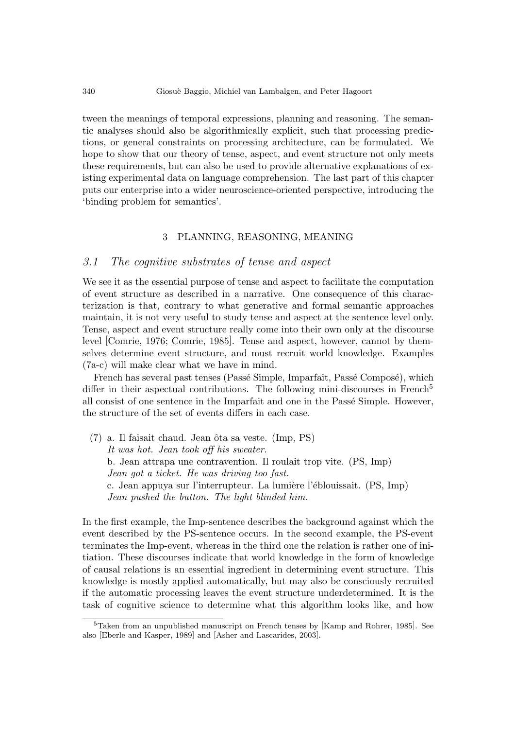tween the meanings of temporal expressions, planning and reasoning. The semantic analyses should also be algorithmically explicit, such that processing predictions, or general constraints on processing architecture, can be formulated. We hope to show that our theory of tense, aspect, and event structure not only meets these requirements, but can also be used to provide alternative explanations of existing experimental data on language comprehension. The last part of this chapter puts our enterprise into a wider neuroscience-oriented perspective, introducing the 'binding problem for semantics'.

## 3 PLANNING, REASONING, MEANING

### *3.1 The cognitive substrates of tense and aspect*

We see it as the essential purpose of tense and aspect to facilitate the computation of event structure as described in a narrative. One consequence of this characterization is that, contrary to what generative and formal semantic approaches maintain, it is not very useful to study tense and aspect at the sentence level only. Tense, aspect and event structure really come into their own only at the discourse level [Comrie, 1976; Comrie, 1985]. Tense and aspect, however, cannot by themselves determine event structure, and must recruit world knowledge. Examples (7a-c) will make clear what we have in mind.

French has several past tenses (Passé Simple, Imparfait, Passé Composé), which differ in their aspectual contributions. The following mini-discourses in French[5] all consist of one sentence in the Imparfait and one in the Passé Simple. However, the structure of the set of events differs in each case.

(7) a. Il faisait chaud. Jean ôta sa veste. (Imp, PS)
*It was hot. Jean took off his sweater.*
b. Jean attrapa une contravention. Il roulait trop vite. (PS, Imp)
*Jean got a ticket. He was driving too fast.*
c. Jean appuya sur l'interrupteur. La lumière l'éblouissait. (PS, Imp)
*Jean pushed the button. The light blinded him.*

In the first example, the Imp-sentence describes the background against which the event described by the PS-sentence occurs. In the second example, the PS-event terminates the Imp-event, whereas in the third one the relation is rather one of initiation. These discourses indicate that world knowledge in the form of knowledge of causal relations is an essential ingredient in determining event structure. This knowledge is mostly applied automatically, but may also be consciously recruited if the automatic processing leaves the event structure underdetermined. It is the task of cognitive science to determine what this algorithm looks like, and how

[5] Taken from an unpublished manuscript on French tenses by [Kamp and Rohrer, 1985]. See also [Eberle and Kasper, 1989] and [Asher and Lascarides, 2003].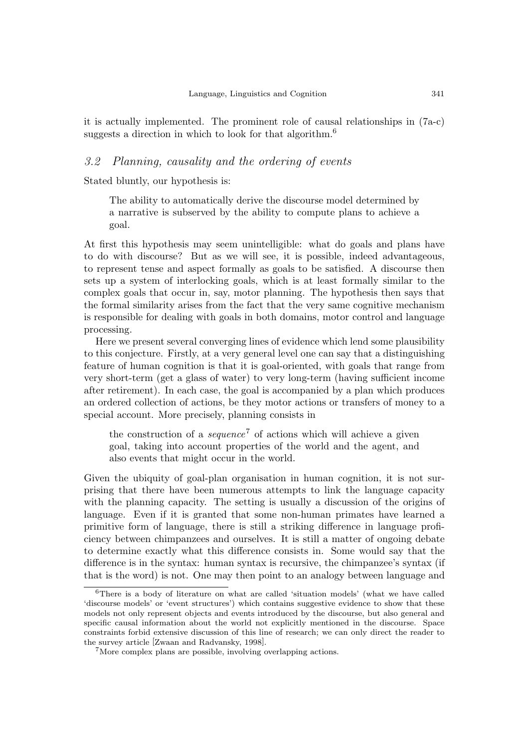it is actually implemented. The prominent role of causal relationships in (7a-c) suggests a direction in which to look for that algorithm.[6]

### 3.2 *Planning, causality and the ordering of events*

Stated bluntly, our hypothesis is:

> The ability to automatically derive the discourse model determined by a narrative is subserved by the ability to compute plans to achieve a goal.

At first this hypothesis may seem unintelligible: what do goals and plans have to do with discourse? But as we will see, it is possible, indeed advantageous, to represent tense and aspect formally as goals to be satisfied. A discourse then sets up a system of interlocking goals, which is at least formally similar to the complex goals that occur in, say, motor planning. The hypothesis then says that the formal similarity arises from the fact that the very same cognitive mechanism is responsible for dealing with goals in both domains, motor control and language processing.

Here we present several converging lines of evidence which lend some plausibility to this conjecture. Firstly, at a very general level one can say that a distinguishing feature of human cognition is that it is goal-oriented, with goals that range from very short-term (get a glass of water) to very long-term (having sufficient income after retirement). In each case, the goal is accompanied by a plan which produces an ordered collection of actions, be they motor actions or transfers of money to a special account. More precisely, planning consists in

> the construction of a *sequence*[7] of actions which will achieve a given goal, taking into account properties of the world and the agent, and also events that might occur in the world.

Given the ubiquity of goal-plan organisation in human cognition, it is not surprising that there have been numerous attempts to link the language capacity with the planning capacity. The setting is usually a discussion of the origins of language. Even if it is granted that some non-human primates have learned a primitive form of language, there is still a striking difference in language proficiency between chimpanzees and ourselves. It is still a matter of ongoing debate to determine exactly what this difference consists in. Some would say that the difference is in the syntax: human syntax is recursive, the chimpanzee's syntax (if that is the word) is not. One may then point to an analogy between language and

---

[6] There is a body of literature on what are called 'situation models' (what we have called 'discourse models' or 'event structures') which contains suggestive evidence to show that these models not only represent objects and events introduced by the discourse, but also general and specific causal information about the world not explicitly mentioned in the discourse. Space constraints forbid extensive discussion of this line of research; we can only direct the reader to the survey article [Zwaan and Radvansky, 1998].

[7] More complex plans are possible, involving overlapping actions.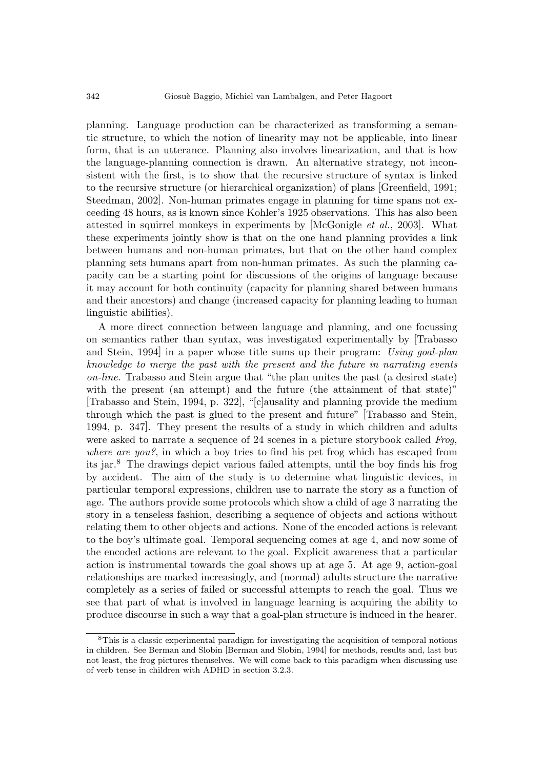planning. Language production can be characterized as transforming a semantic structure, to which the notion of linearity may not be applicable, into linear form, that is an utterance. Planning also involves linearization, and that is how the language-planning connection is drawn. An alternative strategy, not inconsistent with the first, is to show that the recursive structure of syntax is linked to the recursive structure (or hierarchical organization) of plans [Greenfield, 1991; Steedman, 2002]. Non-human primates engage in planning for time spans not exceeding 48 hours, as is known since Kohler's 1925 observations. This has also been attested in squirrel monkeys in experiments by [McGonigle *et al.*, 2003]. What these experiments jointly show is that on the one hand planning provides a link between humans and non-human primates, but that on the other hand complex planning sets humans apart from non-human primates. As such the planning capacity can be a starting point for discussions of the origins of language because it may account for both continuity (capacity for planning shared between humans and their ancestors) and change (increased capacity for planning leading to human linguistic abilities).

A more direct connection between language and planning, and one focussing on semantics rather than syntax, was investigated experimentally by [Trabasso and Stein, 1994] in a paper whose title sums up their program: *Using goal-plan knowledge to merge the past with the present and the future in narrating events on-line*. Trabasso and Stein argue that "the plan unites the past (a desired state) with the present (an attempt) and the future (the attainment of that state)" [Trabasso and Stein, 1994, p. 322], "[c]ausality and planning provide the medium through which the past is glued to the present and future" [Trabasso and Stein, 1994, p. 347]. They present the results of a study in which children and adults were asked to narrate a sequence of 24 scenes in a picture storybook called *Frog, where are you?*, in which a boy tries to find his pet frog which has escaped from its jar.[8] The drawings depict various failed attempts, until the boy finds his frog by accident. The aim of the study is to determine what linguistic devices, in particular temporal expressions, children use to narrate the story as a function of age. The authors provide some protocols which show a child of age 3 narrating the story in a tenseless fashion, describing a sequence of objects and actions without relating them to other objects and actions. None of the encoded actions is relevant to the boy's ultimate goal. Temporal sequencing comes at age 4, and now some of the encoded actions are relevant to the goal. Explicit awareness that a particular action is instrumental towards the goal shows up at age 5. At age 9, action-goal relationships are marked increasingly, and (normal) adults structure the narrative completely as a series of failed or successful attempts to reach the goal. Thus we see that part of what is involved in language learning is acquiring the ability to produce discourse in such a way that a goal-plan structure is induced in the hearer.

[8] This is a classic experimental paradigm for investigating the acquisition of temporal notions in children. See Berman and Slobin [Berman and Slobin, 1994] for methods, results and, last but not least, the frog pictures themselves. We will come back to this paradigm when discussing use of verb tense in children with ADHD in section 3.2.3.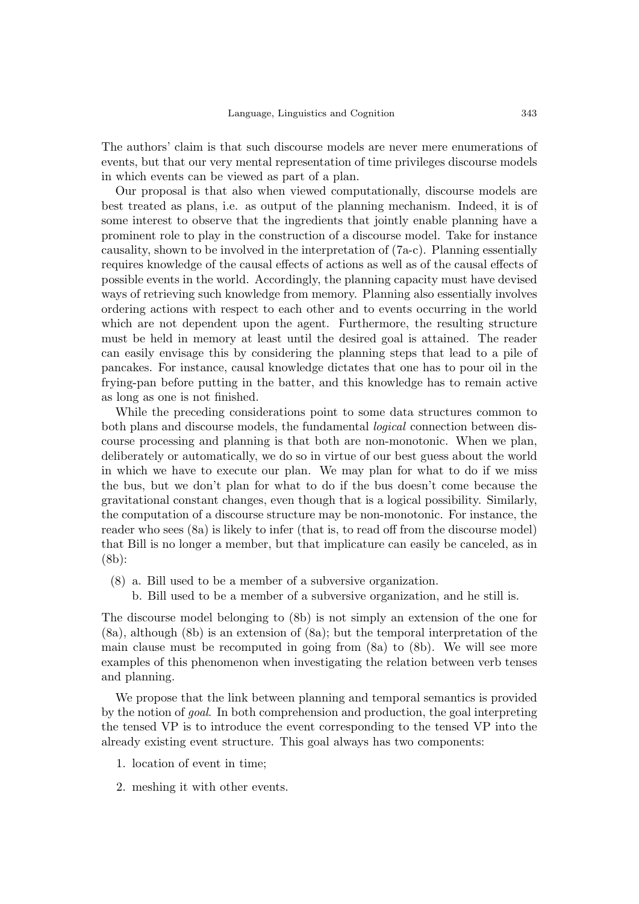The authors' claim is that such discourse models are never mere enumerations of events, but that our very mental representation of time privileges discourse models in which events can be viewed as part of a plan.

Our proposal is that also when viewed computationally, discourse models are best treated as plans, i.e. as output of the planning mechanism. Indeed, it is of some interest to observe that the ingredients that jointly enable planning have a prominent role to play in the construction of a discourse model. Take for instance causality, shown to be involved in the interpretation of (7a-c). Planning essentially requires knowledge of the causal effects of actions as well as of the causal effects of possible events in the world. Accordingly, the planning capacity must have devised ways of retrieving such knowledge from memory. Planning also essentially involves ordering actions with respect to each other and to events occurring in the world which are not dependent upon the agent. Furthermore, the resulting structure must be held in memory at least until the desired goal is attained. The reader can easily envisage this by considering the planning steps that lead to a pile of pancakes. For instance, causal knowledge dictates that one has to pour oil in the frying-pan before putting in the batter, and this knowledge has to remain active as long as one is not finished.

While the preceding considerations point to some data structures common to both plans and discourse models, the fundamental *logical* connection between discourse processing and planning is that both are non-monotonic. When we plan, deliberately or automatically, we do so in virtue of our best guess about the world in which we have to execute our plan. We may plan for what to do if we miss the bus, but we don't plan for what to do if the bus doesn't come because the gravitational constant changes, even though that is a logical possibility. Similarly, the computation of a discourse structure may be non-monotonic. For instance, the reader who sees (8a) is likely to infer (that is, to read off from the discourse model) that Bill is no longer a member, but that implicature can easily be canceled, as in (8b):

(8) a. Bill used to be a member of a subversive organization.
  b. Bill used to be a member of a subversive organization, and he still is.

The discourse model belonging to (8b) is not simply an extension of the one for (8a), although (8b) is an extension of (8a); but the temporal interpretation of the main clause must be recomputed in going from (8a) to (8b). We will see more examples of this phenomenon when investigating the relation between verb tenses and planning.

We propose that the link between planning and temporal semantics is provided by the notion of *goal*. In both comprehension and production, the goal interpreting the tensed VP is to introduce the event corresponding to the tensed VP into the already existing event structure. This goal always has two components:

1. location of event in time;
2. meshing it with other events.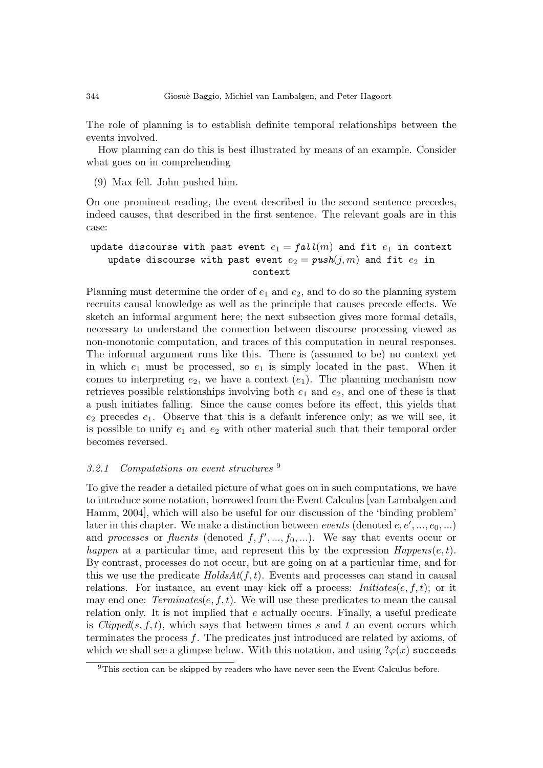The role of planning is to establish definite temporal relationships between the events involved.

How planning can do this is best illustrated by means of an example. Consider what goes on in comprehending

(9) Max fell. John pushed him.

On one prominent reading, the event described in the second sentence precedes, indeed causes, that described in the first sentence. The relevant goals are in this case:

`update discourse with past event` $e_1 = \mathit{fall}(m)$ `and fit` $e_1$ `in context`
`update discourse with past event` $e_2 = \mathit{push}(j, m)$ `and fit` $e_2$ `in context`

Planning must determine the order of $e_1$ and $e_2$, and to do so the planning system recruits causal knowledge as well as the principle that causes precede effects. We sketch an informal argument here; the next subsection gives more formal details, necessary to understand the connection between discourse processing viewed as non-monotonic computation, and traces of this computation in neural responses. The informal argument runs like this. There is (assumed to be) no context yet in which $e_1$ must be processed, so $e_1$ is simply located in the past. When it comes to interpreting $e_2$, we have a context ($e_1$). The planning mechanism now retrieves possible relationships involving both $e_1$ and $e_2$, and one of these is that a push initiates falling. Since the cause comes before its effect, this yields that $e_2$ precedes $e_1$. Observe that this is a default inference only; as we will see, it is possible to unify $e_1$ and $e_2$ with other material such that their temporal order becomes reversed.

### *3.2.1 Computations on event structures* [9]

To give the reader a detailed picture of what goes on in such computations, we have to introduce some notation, borrowed from the Event Calculus [van Lambalgen and Hamm, 2004], which will also be useful for our discussion of the 'binding problem' later in this chapter. We make a distinction between *events* (denoted $e, e', ..., e_0, ...$) and *processes* or *fluents* (denoted $f, f', ..., f_0, ...$). We say that events occur or *happen* at a particular time, and represent this by the expression *Happens*$(e, t)$. By contrast, processes do not occur, but are going on at a particular time, and for this we use the predicate *HoldsAt*$(f, t)$. Events and processes can stand in causal relations. For instance, an event may kick off a process: *Initiates*$(e, f, t)$; or it may end one: *Terminates*$(e, f, t)$. We will use these predicates to mean the causal relation only. It is not implied that $e$ actually occurs. Finally, a useful predicate is *Clipped*$(s, f, t)$, which says that between times $s$ and $t$ an event occurs which terminates the process $f$. The predicates just introduced are related by axioms, of which we shall see a glimpse below. With this notation, and using $?\varphi(x)$ `succeeds`

[9] This section can be skipped by readers who have never seen the Event Calculus before.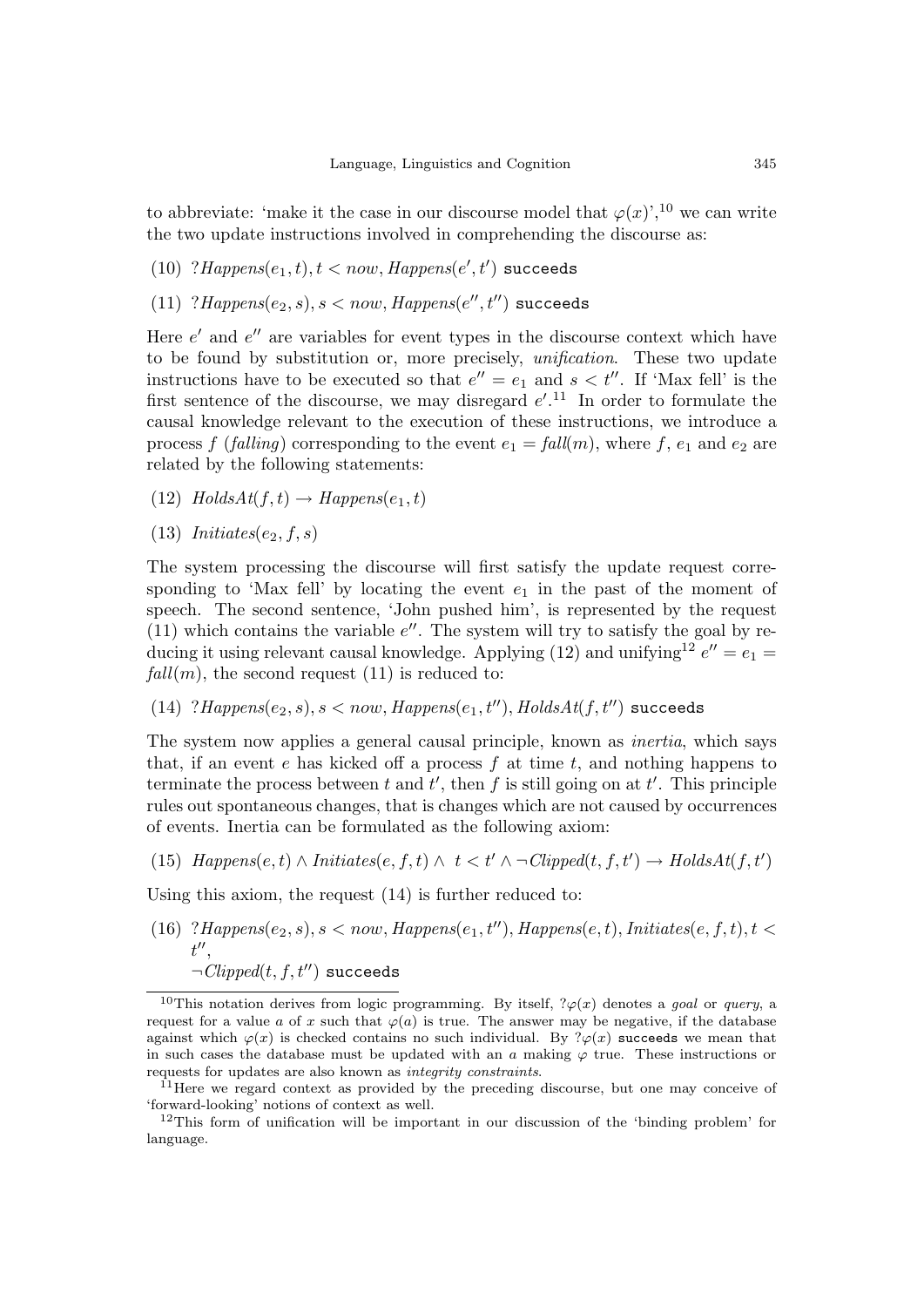to abbreviate: 'make it the case in our discourse model that $\varphi(x)$',[10] we can write the two update instructions involved in comprehending the discourse as:

(10) $?Happens(e_1, t), t < now, Happens(e', t')$ `succeeds`

(11) $?Happens(e_2, s), s < now, Happens(e'', t'')$ `succeeds`

Here $e'$ and $e''$ are variables for event types in the discourse context which have to be found by substitution or, more precisely, *unification*. These two update instructions have to be executed so that $e'' = e_1$ and $s < t''$. If 'Max fell' is the first sentence of the discourse, we may disregard $e'$.[11] In order to formulate the causal knowledge relevant to the execution of these instructions, we introduce a process $f$ (*falling*) corresponding to the event $e_1 = fall(m)$, where $f$, $e_1$ and $e_2$ are related by the following statements:

(12) $HoldsAt(f, t) \rightarrow Happens(e_1, t)$

(13) $Initiates(e_2, f, s)$

The system processing the discourse will first satisfy the update request corresponding to 'Max fell' by locating the event $e_1$ in the past of the moment of speech. The second sentence, 'John pushed him', is represented by the request (11) which contains the variable $e''$. The system will try to satisfy the goal by reducing it using relevant causal knowledge. Applying (12) and unifying[12] $e'' = e_1 = fall(m)$, the second request (11) is reduced to:

(14) $?Happens(e_2, s), s < now, Happens(e_1, t''), HoldsAt(f, t'')$ `succeeds`

The system now applies a general causal principle, known as *inertia*, which says that, if an event $e$ has kicked off a process $f$ at time $t$, and nothing happens to terminate the process between $t$ and $t'$, then $f$ is still going on at $t'$. This principle rules out spontaneous changes, that is changes which are not caused by occurrences of events. Inertia can be formulated as the following axiom:

(15) $Happens(e, t) \wedge Initiates(e, f, t) \wedge \ t < t' \wedge \neg Clipped(t, f, t') \rightarrow HoldsAt(f, t')$

Using this axiom, the request (14) is further reduced to:

(16) $?Happens(e_2, s), s < now, Happens(e_1, t''), Happens(e, t), Initiates(e, f, t), t < t''$,
$\neg Clipped(t, f, t'')$ `succeeds`

---

[10] This notation derives from logic programming. By itself, $?\varphi(x)$ denotes a *goal* or *query*, a request for a value $a$ of $x$ such that $\varphi(a)$ is true. The answer may be negative, if the database against which $\varphi(x)$ is checked contains no such individual. By $?\varphi(x)$ `succeeds` we mean that in such cases the database must be updated with an $a$ making $\varphi$ true. These instructions or requests for updates are also known as *integrity constraints*.

[11] Here we regard context as provided by the preceding discourse, but one may conceive of 'forward-looking' notions of context as well.

[12] This form of unification will be important in our discussion of the 'binding problem' for language.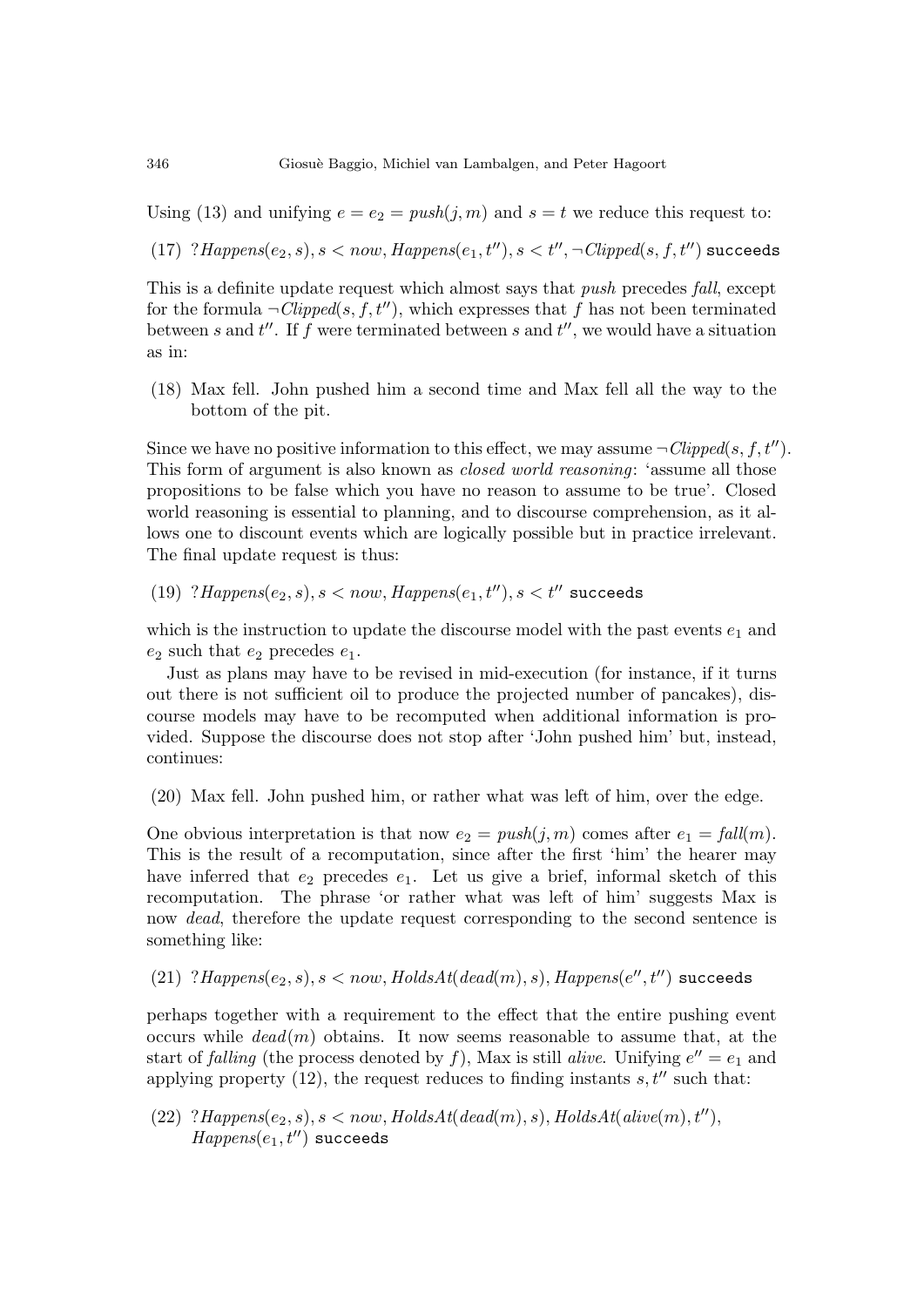Using (13) and unifying $e = e_2 = push(j, m)$ and $s = t$ we reduce this request to:

(17) $?Happens(e_2, s), s < now, Happens(e_1, t''), s < t'', \neg Clipped(s, f, t'')$ `succeeds`

This is a definite update request which almost says that *push* precedes *fall*, except for the formula $\neg Clipped(s, f, t'')$, which expresses that $f$ has not been terminated between $s$ and $t''$. If $f$ were terminated between $s$ and $t''$, we would have a situation as in:

(18) Max fell. John pushed him a second time and Max fell all the way to the bottom of the pit.

Since we have no positive information to this effect, we may assume $\neg Clipped(s, f, t'')$. This form of argument is also known as *closed world reasoning*: 'assume all those propositions to be false which you have no reason to assume to be true'. Closed world reasoning is essential to planning, and to discourse comprehension, as it allows one to discount events which are logically possible but in practice irrelevant. The final update request is thus:

(19) $?Happens(e_2, s), s < now, Happens(e_1, t''), s < t''$ `succeeds`

which is the instruction to update the discourse model with the past events $e_1$ and $e_2$ such that $e_2$ precedes $e_1$.

Just as plans may have to be revised in mid-execution (for instance, if it turns out there is not sufficient oil to produce the projected number of pancakes), discourse models may have to be recomputed when additional information is provided. Suppose the discourse does not stop after 'John pushed him' but, instead, continues:

(20) Max fell. John pushed him, or rather what was left of him, over the edge.

One obvious interpretation is that now $e_2 = push(j, m)$ comes after $e_1 = fall(m)$. This is the result of a recomputation, since after the first 'him' the hearer may have inferred that $e_2$ precedes $e_1$. Let us give a brief, informal sketch of this recomputation. The phrase 'or rather what was left of him' suggests Max is now *dead*, therefore the update request corresponding to the second sentence is something like:

(21) $?Happens(e_2, s), s < now, HoldsAt(dead(m), s), Happens(e'', t'')$ `succeeds`

perhaps together with a requirement to the effect that the entire pushing event occurs while $dead(m)$ obtains. It now seems reasonable to assume that, at the start of *falling* (the process denoted by $f$), Max is still *alive*. Unifying $e'' = e_1$ and applying property (12), the request reduces to finding instants $s, t''$ such that:

(22) $?Happens(e_2, s), s < now, HoldsAt(dead(m), s), HoldsAt(alive(m), t''),$
$Happens(e_1, t'')$ `succeeds`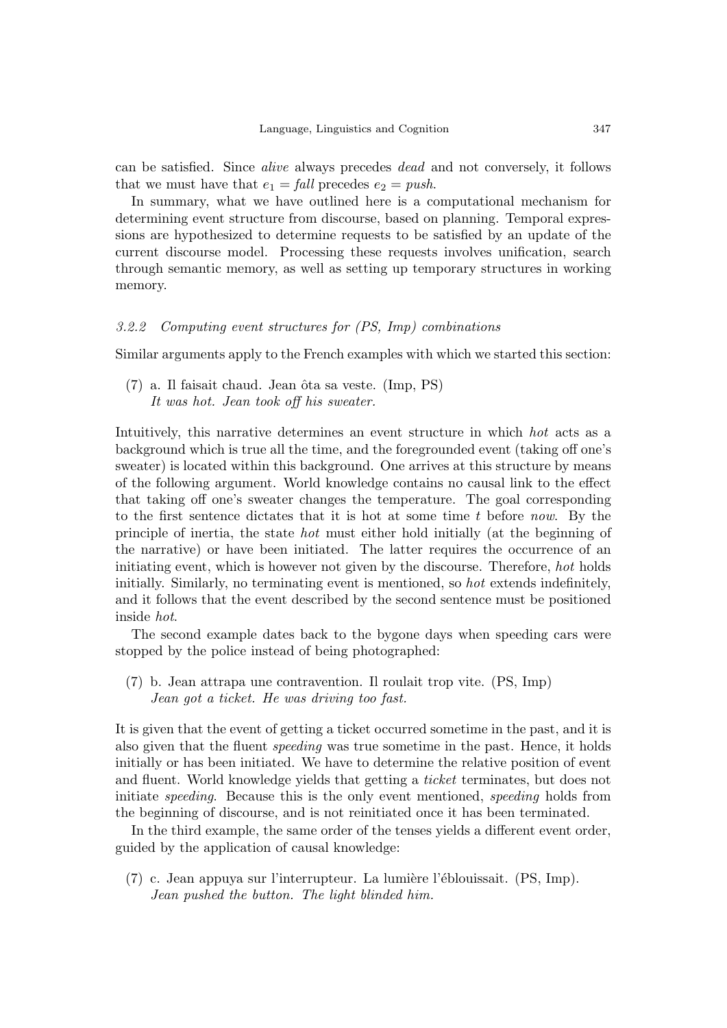can be satisfied. Since *alive* always precedes *dead* and not conversely, it follows that we must have that $e_1 = $ *fall* precedes $e_2 = $ *push*.

In summary, what we have outlined here is a computational mechanism for determining event structure from discourse, based on planning. Temporal expressions are hypothesized to determine requests to be satisfied by an update of the current discourse model. Processing these requests involves unification, search through semantic memory, as well as setting up temporary structures in working memory.

### *3.2.2 Computing event structures for (PS, Imp) combinations*

Similar arguments apply to the French examples with which we started this section:

(7) a. Il faisait chaud. Jean ôta sa veste. (Imp, PS)
*It was hot. Jean took off his sweater.*

Intuitively, this narrative determines an event structure in which *hot* acts as a background which is true all the time, and the foregrounded event (taking off one's sweater) is located within this background. One arrives at this structure by means of the following argument. World knowledge contains no causal link to the effect that taking off one's sweater changes the temperature. The goal corresponding to the first sentence dictates that it is hot at some time $t$ before *now*. By the principle of inertia, the state *hot* must either hold initially (at the beginning of the narrative) or have been initiated. The latter requires the occurrence of an initiating event, which is however not given by the discourse. Therefore, *hot* holds initially. Similarly, no terminating event is mentioned, so *hot* extends indefinitely, and it follows that the event described by the second sentence must be positioned inside *hot*.

The second example dates back to the bygone days when speeding cars were stopped by the police instead of being photographed:

(7) b. Jean attrapa une contravention. Il roulait trop vite. (PS, Imp)
*Jean got a ticket. He was driving too fast.*

It is given that the event of getting a ticket occurred sometime in the past, and it is also given that the fluent *speeding* was true sometime in the past. Hence, it holds initially or has been initiated. We have to determine the relative position of event and fluent. World knowledge yields that getting a *ticket* terminates, but does not initiate *speeding*. Because this is the only event mentioned, *speeding* holds from the beginning of discourse, and is not reinitiated once it has been terminated.

In the third example, the same order of the tenses yields a different event order, guided by the application of causal knowledge:

(7) c. Jean appuya sur l'interrupteur. La lumière l'éblouissait. (PS, Imp).
*Jean pushed the button. The light blinded him.*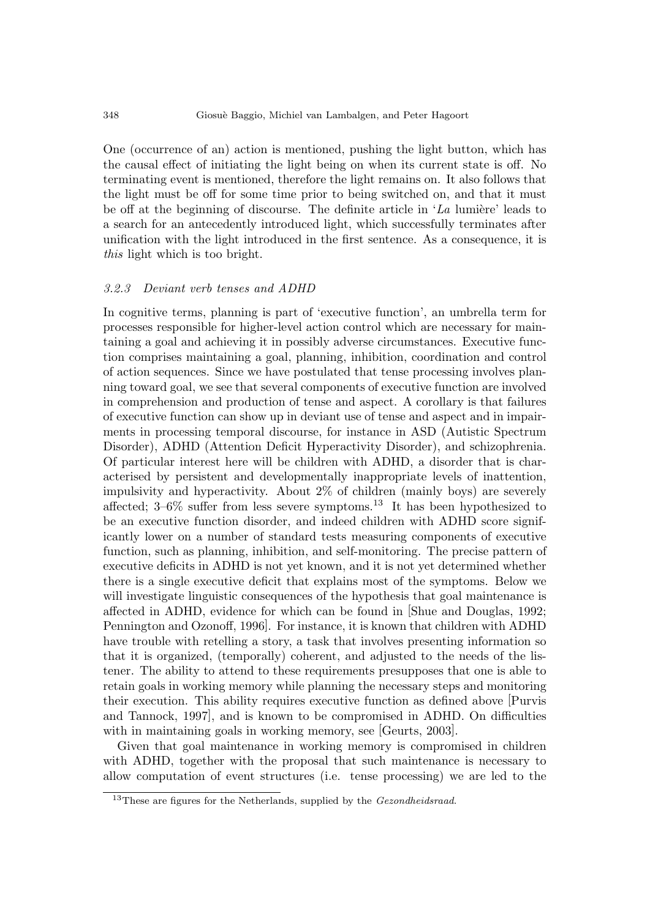One (occurrence of an) action is mentioned, pushing the light button, which has the causal effect of initiating the light being on when its current state is off. No terminating event is mentioned, therefore the light remains on. It also follows that the light must be off for some time prior to being switched on, and that it must be off at the beginning of discourse. The definite article in '*La* lumière' leads to a search for an antecedently introduced light, which successfully terminates after unification with the light introduced in the first sentence. As a consequence, it is *this* light which is too bright.

#### *3.2.3 Deviant verb tenses and ADHD*

In cognitive terms, planning is part of 'executive function', an umbrella term for processes responsible for higher-level action control which are necessary for maintaining a goal and achieving it in possibly adverse circumstances. Executive function comprises maintaining a goal, planning, inhibition, coordination and control of action sequences. Since we have postulated that tense processing involves planning toward goal, we see that several components of executive function are involved in comprehension and production of tense and aspect. A corollary is that failures of executive function can show up in deviant use of tense and aspect and in impairments in processing temporal discourse, for instance in ASD (Autistic Spectrum Disorder), ADHD (Attention Deficit Hyperactivity Disorder), and schizophrenia. Of particular interest here will be children with ADHD, a disorder that is characterised by persistent and developmentally inappropriate levels of inattention, impulsivity and hyperactivity. About 2% of children (mainly boys) are severely affected; 3–6% suffer from less severe symptoms.[13] It has been hypothesized to be an executive function disorder, and indeed children with ADHD score significantly lower on a number of standard tests measuring components of executive function, such as planning, inhibition, and self-monitoring. The precise pattern of executive deficits in ADHD is not yet known, and it is not yet determined whether there is a single executive deficit that explains most of the symptoms. Below we will investigate linguistic consequences of the hypothesis that goal maintenance is affected in ADHD, evidence for which can be found in [Shue and Douglas, 1992; Pennington and Ozonoff, 1996]. For instance, it is known that children with ADHD have trouble with retelling a story, a task that involves presenting information so that it is organized, (temporally) coherent, and adjusted to the needs of the listener. The ability to attend to these requirements presupposes that one is able to retain goals in working memory while planning the necessary steps and monitoring their execution. This ability requires executive function as defined above [Purvis and Tannock, 1997], and is known to be compromised in ADHD. On difficulties with in maintaining goals in working memory, see [Geurts, 2003].

Given that goal maintenance in working memory is compromised in children with ADHD, together with the proposal that such maintenance is necessary to allow computation of event structures (i.e. tense processing) we are led to the

[13] These are figures for the Netherlands, supplied by the *Gezondheidsraad*.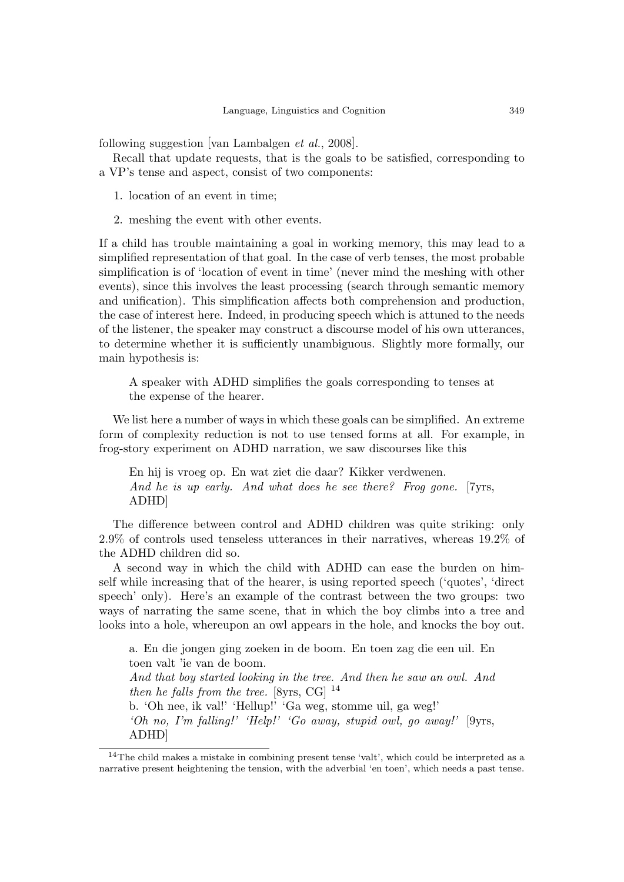following suggestion [van Lambalgen *et al.*, 2008].

Recall that update requests, that is the goals to be satisfied, corresponding to a VP's tense and aspect, consist of two components:

1. location of an event in time;
2. meshing the event with other events.

If a child has trouble maintaining a goal in working memory, this may lead to a simplified representation of that goal. In the case of verb tenses, the most probable simplification is of 'location of event in time' (never mind the meshing with other events), since this involves the least processing (search through semantic memory and unification). This simplification affects both comprehension and production, the case of interest here. Indeed, in producing speech which is attuned to the needs of the listener, the speaker may construct a discourse model of his own utterances, to determine whether it is sufficiently unambiguous. Slightly more formally, our main hypothesis is:

> A speaker with ADHD simplifies the goals corresponding to tenses at the expense of the hearer.

We list here a number of ways in which these goals can be simplified. An extreme form of complexity reduction is not to use tensed forms at all. For example, in frog-story experiment on ADHD narration, we saw discourses like this

> En hij is vroeg op. En wat ziet die daar? Kikker verdwenen.
> *And he is up early. And what does he see there? Frog gone.* [7yrs, ADHD]

The difference between control and ADHD children was quite striking: only 2.9% of controls used tenseless utterances in their narratives, whereas 19.2% of the ADHD children did so.

A second way in which the child with ADHD can ease the burden on himself while increasing that of the hearer, is using reported speech ('quotes', 'direct speech' only). Here's an example of the contrast between the two groups: two ways of narrating the same scene, that in which the boy climbs into a tree and looks into a hole, whereupon an owl appears in the hole, and knocks the boy out.

> a. En die jongen ging zoeken in de boom. En toen zag die een uil. En toen valt 'ie van de boom.
> *And that boy started looking in the tree. And then he saw an owl. And then he falls from the tree.* [8yrs, CG] [14]
> b. 'Oh nee, ik val!' 'Hellup!' 'Ga weg, stomme uil, ga weg!'
> *'Oh no, I'm falling!' 'Help!' 'Go away, stupid owl, go away!'* [9yrs, ADHD]

[14] The child makes a mistake in combining present tense 'valt', which could be interpreted as a narrative present heightening the tension, with the adverbial 'en toen', which needs a past tense.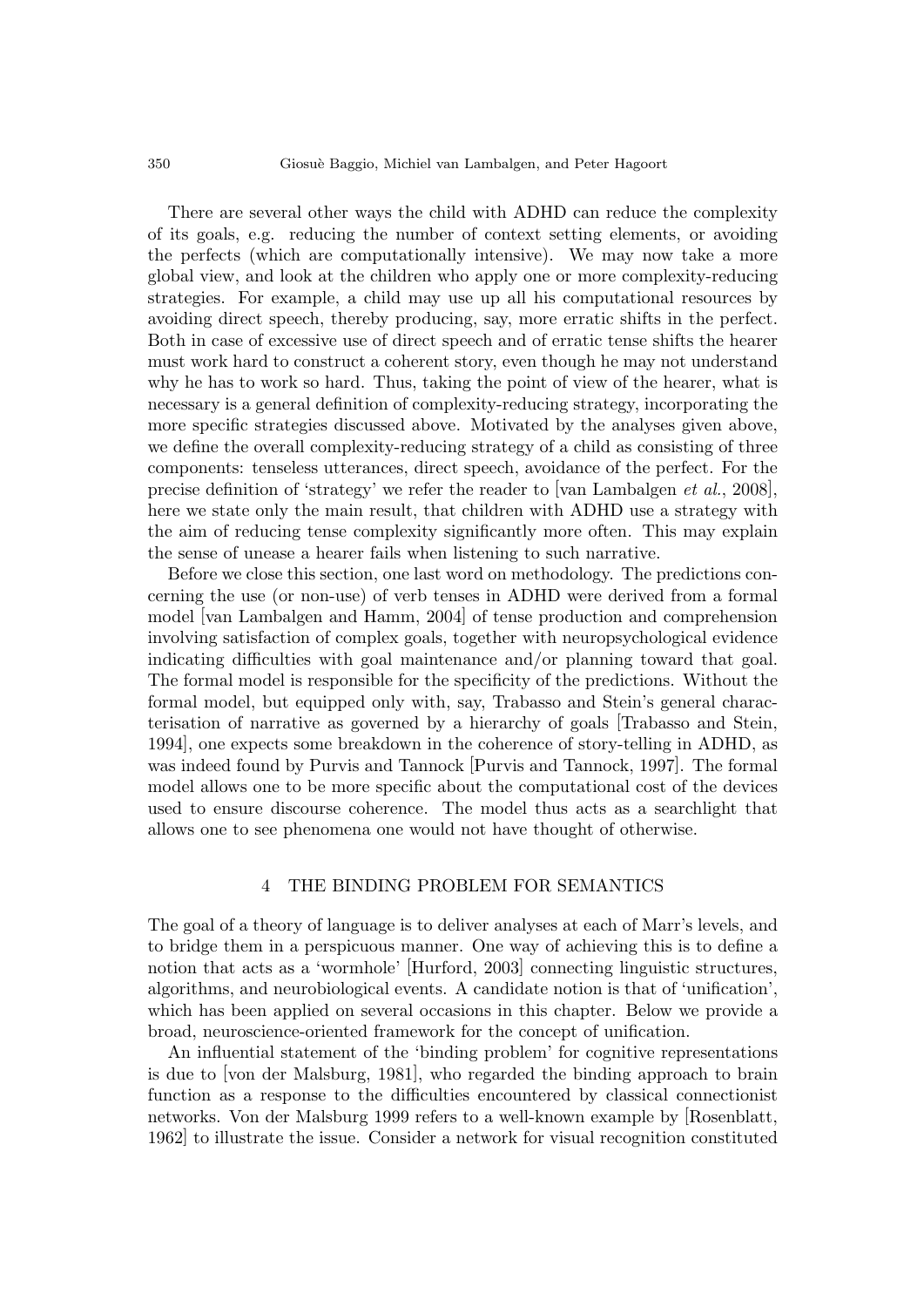There are several other ways the child with ADHD can reduce the complexity of its goals, e.g. reducing the number of context setting elements, or avoiding the perfects (which are computationally intensive). We may now take a more global view, and look at the children who apply one or more complexity-reducing strategies. For example, a child may use up all his computational resources by avoiding direct speech, thereby producing, say, more erratic shifts in the perfect. Both in case of excessive use of direct speech and of erratic tense shifts the hearer must work hard to construct a coherent story, even though he may not understand why he has to work so hard. Thus, taking the point of view of the hearer, what is necessary is a general definition of complexity-reducing strategy, incorporating the more specific strategies discussed above. Motivated by the analyses given above, we define the overall complexity-reducing strategy of a child as consisting of three components: tenseless utterances, direct speech, avoidance of the perfect. For the precise definition of 'strategy' we refer the reader to [van Lambalgen *et al.*, 2008], here we state only the main result, that children with ADHD use a strategy with the aim of reducing tense complexity significantly more often. This may explain the sense of unease a hearer fails when listening to such narrative.

Before we close this section, one last word on methodology. The predictions concerning the use (or non-use) of verb tenses in ADHD were derived from a formal model [van Lambalgen and Hamm, 2004] of tense production and comprehension involving satisfaction of complex goals, together with neuropsychological evidence indicating difficulties with goal maintenance and/or planning toward that goal. The formal model is responsible for the specificity of the predictions. Without the formal model, but equipped only with, say, Trabasso and Stein's general characterisation of narrative as governed by a hierarchy of goals [Trabasso and Stein, 1994], one expects some breakdown in the coherence of story-telling in ADHD, as was indeed found by Purvis and Tannock [Purvis and Tannock, 1997]. The formal model allows one to be more specific about the computational cost of the devices used to ensure discourse coherence. The model thus acts as a searchlight that allows one to see phenomena one would not have thought of otherwise.

## 4 THE BINDING PROBLEM FOR SEMANTICS

The goal of a theory of language is to deliver analyses at each of Marr's levels, and to bridge them in a perspicuous manner. One way of achieving this is to define a notion that acts as a 'wormhole' [Hurford, 2003] connecting linguistic structures, algorithms, and neurobiological events. A candidate notion is that of 'unification', which has been applied on several occasions in this chapter. Below we provide a broad, neuroscience-oriented framework for the concept of unification.

An influential statement of the 'binding problem' for cognitive representations is due to [von der Malsburg, 1981], who regarded the binding approach to brain function as a response to the difficulties encountered by classical connectionist networks. Von der Malsburg 1999 refers to a well-known example by [Rosenblatt, 1962] to illustrate the issue. Consider a network for visual recognition constituted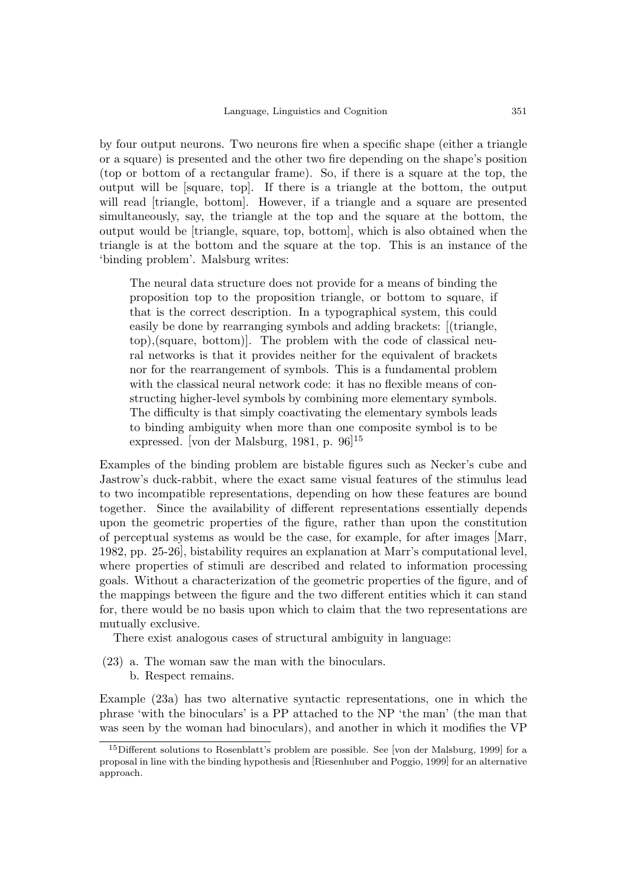by four output neurons. Two neurons fire when a specific shape (either a triangle or a square) is presented and the other two fire depending on the shape's position (top or bottom of a rectangular frame). So, if there is a square at the top, the output will be [square, top]. If there is a triangle at the bottom, the output will read [triangle, bottom]. However, if a triangle and a square are presented simultaneously, say, the triangle at the top and the square at the bottom, the output would be [triangle, square, top, bottom], which is also obtained when the triangle is at the bottom and the square at the top. This is an instance of the 'binding problem'. Malsburg writes:

> The neural data structure does not provide for a means of binding the proposition top to the proposition triangle, or bottom to square, if that is the correct description. In a typographical system, this could easily be done by rearranging symbols and adding brackets: [(triangle, top),(square, bottom)]. The problem with the code of classical neural networks is that it provides neither for the equivalent of brackets nor for the rearrangement of symbols. This is a fundamental problem with the classical neural network code: it has no flexible means of constructing higher-level symbols by combining more elementary symbols. The difficulty is that simply coactivating the elementary symbols leads to binding ambiguity when more than one composite symbol is to be expressed. [von der Malsburg, 1981, p. 96][15]

Examples of the binding problem are bistable figures such as Necker's cube and Jastrow's duck-rabbit, where the exact same visual features of the stimulus lead to two incompatible representations, depending on how these features are bound together. Since the availability of different representations essentially depends upon the geometric properties of the figure, rather than upon the constitution of perceptual systems as would be the case, for example, for after images [Marr, 1982, pp. 25-26], bistability requires an explanation at Marr's computational level, where properties of stimuli are described and related to information processing goals. Without a characterization of the geometric properties of the figure, and of the mappings between the figure and the two different entities which it can stand for, there would be no basis upon which to claim that the two representations are mutually exclusive.

There exist analogous cases of structural ambiguity in language:

(23) a. The woman saw the man with the binoculars.
     b. Respect remains.

Example (23a) has two alternative syntactic representations, one in which the phrase 'with the binoculars' is a PP attached to the NP 'the man' (the man that was seen by the woman had binoculars), and another in which it modifies the VP

[15] Different solutions to Rosenblatt's problem are possible. See [von der Malsburg, 1999] for a proposal in line with the binding hypothesis and [Riesenhuber and Poggio, 1999] for an alternative approach.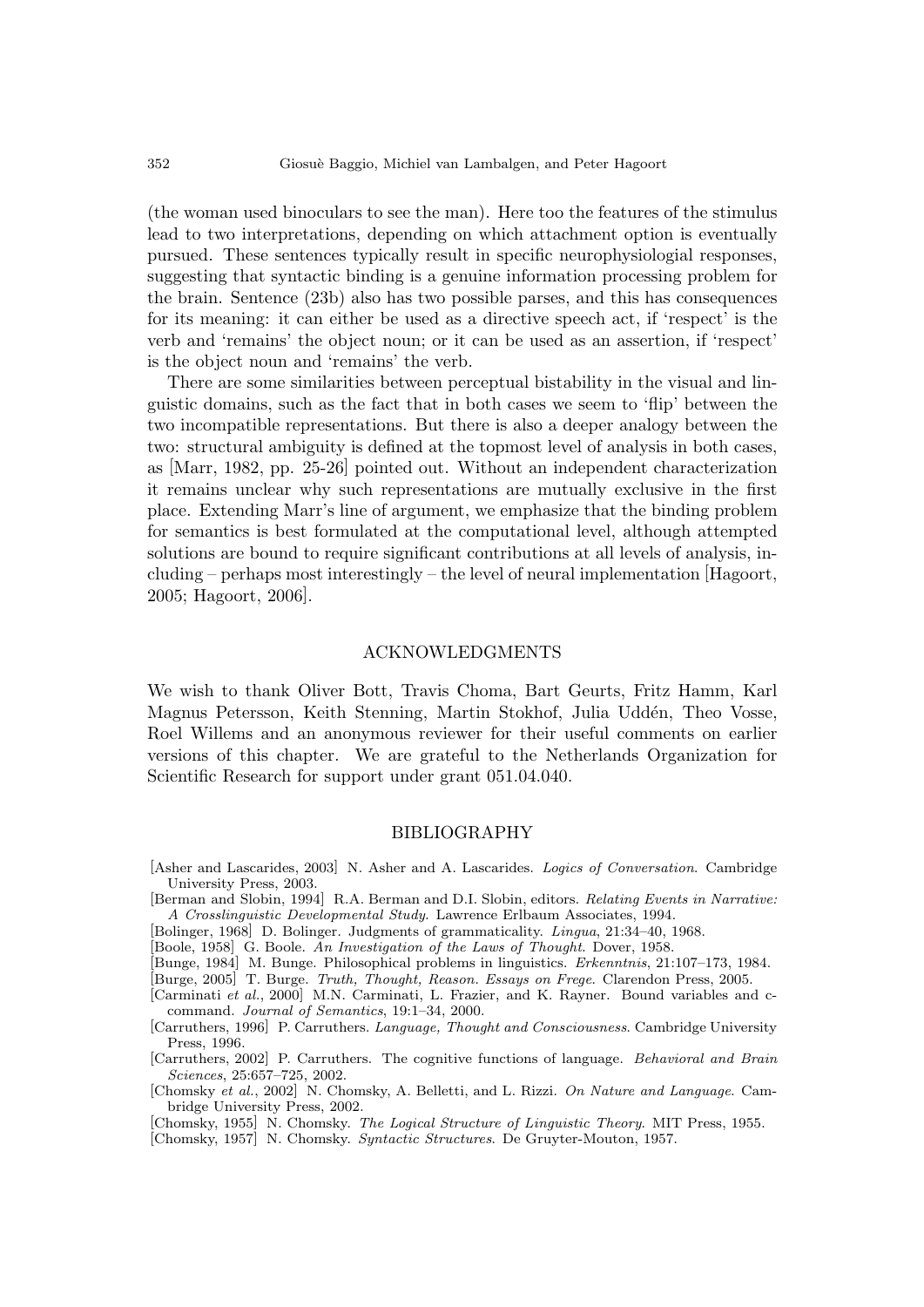(the woman used binoculars to see the man). Here too the features of the stimulus lead to two interpretations, depending on which attachment option is eventually pursued. These sentences typically result in specific neurophysiologial responses, suggesting that syntactic binding is a genuine information processing problem for the brain. Sentence (23b) also has two possible parses, and this has consequences for its meaning: it can either be used as a directive speech act, if 'respect' is the verb and 'remains' the object noun; or it can be used as an assertion, if 'respect' is the object noun and 'remains' the verb.

There are some similarities between perceptual bistability in the visual and linguistic domains, such as the fact that in both cases we seem to 'flip' between the two incompatible representations. But there is also a deeper analogy between the two: structural ambiguity is defined at the topmost level of analysis in both cases, as [Marr, 1982, pp. 25-26] pointed out. Without an independent characterization it remains unclear why such representations are mutually exclusive in the first place. Extending Marr's line of argument, we emphasize that the binding problem for semantics is best formulated at the computational level, although attempted solutions are bound to require significant contributions at all levels of analysis, including – perhaps most interestingly – the level of neural implementation [Hagoort, 2005; Hagoort, 2006].

## ACKNOWLEDGMENTS

We wish to thank Oliver Bott, Travis Choma, Bart Geurts, Fritz Hamm, Karl Magnus Petersson, Keith Stenning, Martin Stokhof, Julia Uddén, Theo Vosse, Roel Willems and an anonymous reviewer for their useful comments on earlier versions of this chapter. We are grateful to the Netherlands Organization for Scientific Research for support under grant 051.04.040.

## BIBLIOGRAPHY

[Asher and Lascarides, 2003] N. Asher and A. Lascarides. *Logics of Conversation*. Cambridge University Press, 2003.

[Berman and Slobin, 1994] R.A. Berman and D.I. Slobin, editors. *Relating Events in Narrative: A Crosslinguistic Developmental Study*. Lawrence Erlbaum Associates, 1994.

[Bolinger, 1968] D. Bolinger. Judgments of grammaticality. *Lingua*, 21:34–40, 1968.

[Boole, 1958] G. Boole. *An Investigation of the Laws of Thought*. Dover, 1958.

[Bunge, 1984] M. Bunge. Philosophical problems in linguistics. *Erkenntnis*, 21:107–173, 1984.

[Burge, 2005] T. Burge. *Truth, Thought, Reason. Essays on Frege*. Clarendon Press, 2005.

[Carminati *et al.*, 2000] M.N. Carminati, L. Frazier, and K. Rayner. Bound variables and c-command. *Journal of Semantics*, 19:1–34, 2000.

[Carruthers, 1996] P. Carruthers. *Language, Thought and Consciousness*. Cambridge University Press, 1996.

[Carruthers, 2002] P. Carruthers. The cognitive functions of language. *Behavioral and Brain Sciences*, 25:657–725, 2002.

[Chomsky *et al.*, 2002] N. Chomsky, A. Belletti, and L. Rizzi. *On Nature and Language*. Cambridge University Press, 2002.

[Chomsky, 1955] N. Chomsky. *The Logical Structure of Linguistic Theory*. MIT Press, 1955.

[Chomsky, 1957] N. Chomsky. *Syntactic Structures*. De Gruyter-Mouton, 1957.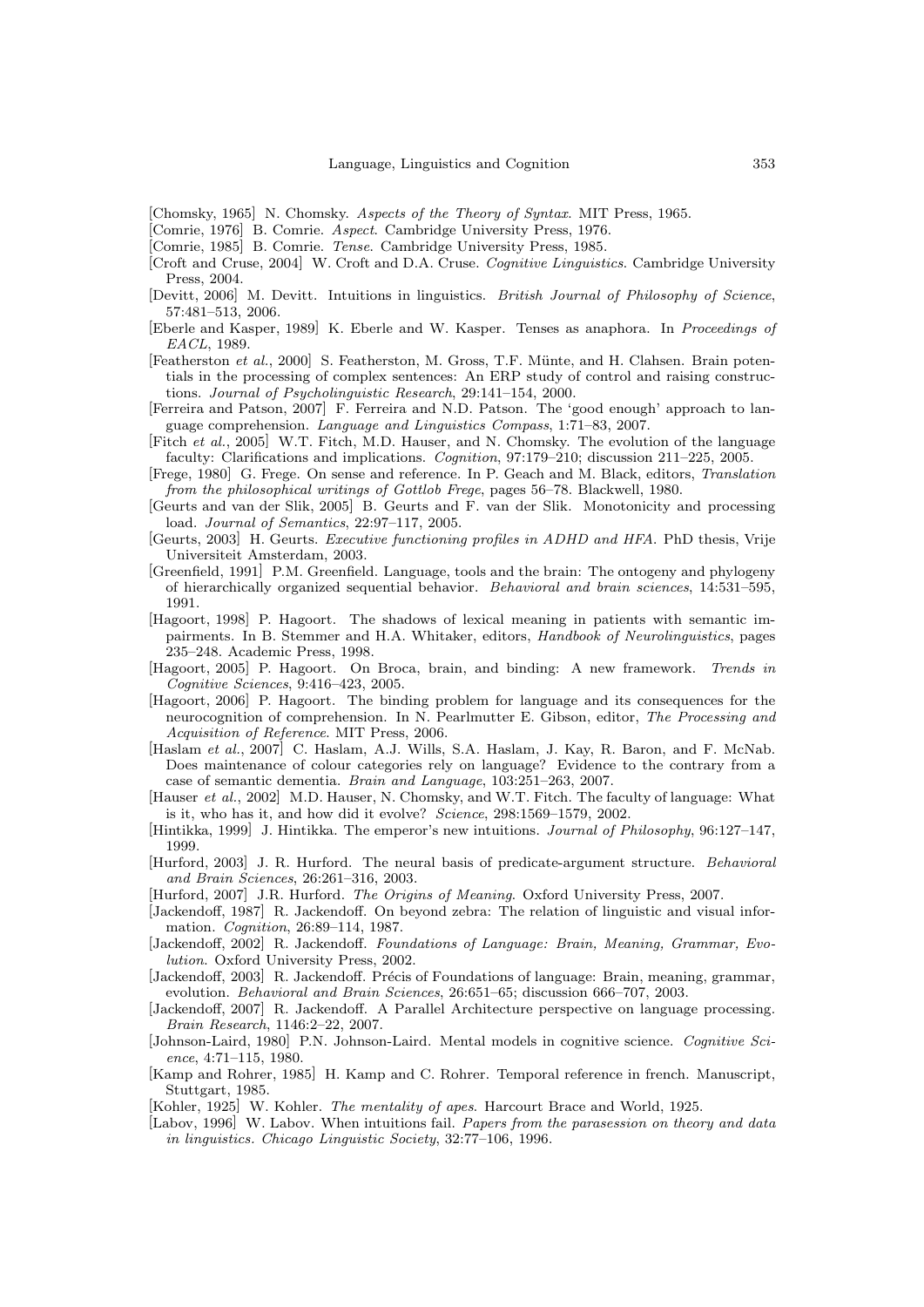[Chomsky, 1965] N. Chomsky. *Aspects of the Theory of Syntax*. MIT Press, 1965.

[Comrie, 1976] B. Comrie. *Aspect*. Cambridge University Press, 1976.

[Comrie, 1985] B. Comrie. *Tense*. Cambridge University Press, 1985.

[Croft and Cruse, 2004] W. Croft and D.A. Cruse. *Cognitive Linguistics*. Cambridge University Press, 2004.

[Devitt, 2006] M. Devitt. Intuitions in linguistics. *British Journal of Philosophy of Science*, 57:481–513, 2006.

[Eberle and Kasper, 1989] K. Eberle and W. Kasper. Tenses as anaphora. In *Proceedings of EACL*, 1989.

[Featherston *et al.*, 2000] S. Featherston, M. Gross, T.F. Münte, and H. Clahsen. Brain potentials in the processing of complex sentences: An ERP study of control and raising constructions. *Journal of Psycholinguistic Research*, 29:141–154, 2000.

[Ferreira and Patson, 2007] F. Ferreira and N.D. Patson. The 'good enough' approach to language comprehension. *Language and Linguistics Compass*, 1:71–83, 2007.

[Fitch *et al.*, 2005] W.T. Fitch, M.D. Hauser, and N. Chomsky. The evolution of the language faculty: Clarifications and implications. *Cognition*, 97:179–210; discussion 211–225, 2005.

[Frege, 1980] G. Frege. On sense and reference. In P. Geach and M. Black, editors, *Translation from the philosophical writings of Gottlob Frege*, pages 56–78. Blackwell, 1980.

[Geurts and van der Slik, 2005] B. Geurts and F. van der Slik. Monotonicity and processing load. *Journal of Semantics*, 22:97–117, 2005.

[Geurts, 2003] H. Geurts. *Executive functioning profiles in ADHD and HFA*. PhD thesis, Vrije Universiteit Amsterdam, 2003.

[Greenfield, 1991] P.M. Greenfield. Language, tools and the brain: The ontogeny and phylogeny of hierarchically organized sequential behavior. *Behavioral and brain sciences*, 14:531–595, 1991.

[Hagoort, 1998] P. Hagoort. The shadows of lexical meaning in patients with semantic impairments. In B. Stemmer and H.A. Whitaker, editors, *Handbook of Neurolinguistics*, pages 235–248. Academic Press, 1998.

[Hagoort, 2005] P. Hagoort. On Broca, brain, and binding: A new framework. *Trends in Cognitive Sciences*, 9:416–423, 2005.

[Hagoort, 2006] P. Hagoort. The binding problem for language and its consequences for the neurocognition of comprehension. In N. Pearlmutter E. Gibson, editor, *The Processing and Acquisition of Reference*. MIT Press, 2006.

[Haslam *et al.*, 2007] C. Haslam, A.J. Wills, S.A. Haslam, J. Kay, R. Baron, and F. McNab. Does maintenance of colour categories rely on language? Evidence to the contrary from a case of semantic dementia. *Brain and Language*, 103:251–263, 2007.

[Hauser *et al.*, 2002] M.D. Hauser, N. Chomsky, and W.T. Fitch. The faculty of language: What is it, who has it, and how did it evolve? *Science*, 298:1569–1579, 2002.

[Hintikka, 1999] J. Hintikka. The emperor's new intuitions. *Journal of Philosophy*, 96:127–147, 1999.

[Hurford, 2003] J. R. Hurford. The neural basis of predicate-argument structure. *Behavioral and Brain Sciences*, 26:261–316, 2003.

[Hurford, 2007] J.R. Hurford. *The Origins of Meaning*. Oxford University Press, 2007.

[Jackendoff, 1987] R. Jackendoff. On beyond zebra: The relation of linguistic and visual information. *Cognition*, 26:89–114, 1987.

[Jackendoff, 2002] R. Jackendoff. *Foundations of Language: Brain, Meaning, Grammar, Evolution*. Oxford University Press, 2002.

[Jackendoff, 2003] R. Jackendoff. Précis of Foundations of language: Brain, meaning, grammar, evolution. *Behavioral and Brain Sciences*, 26:651–65; discussion 666–707, 2003.

[Jackendoff, 2007] R. Jackendoff. A Parallel Architecture perspective on language processing. *Brain Research*, 1146:2–22, 2007.

[Johnson-Laird, 1980] P.N. Johnson-Laird. Mental models in cognitive science. *Cognitive Science*, 4:71–115, 1980.

[Kamp and Rohrer, 1985] H. Kamp and C. Rohrer. Temporal reference in french. Manuscript, Stuttgart, 1985.

[Kohler, 1925] W. Kohler. *The mentality of apes*. Harcourt Brace and World, 1925.

[Labov, 1996] W. Labov. When intuitions fail. *Papers from the parasession on theory and data in linguistics. Chicago Linguistic Society*, 32:77–106, 1996.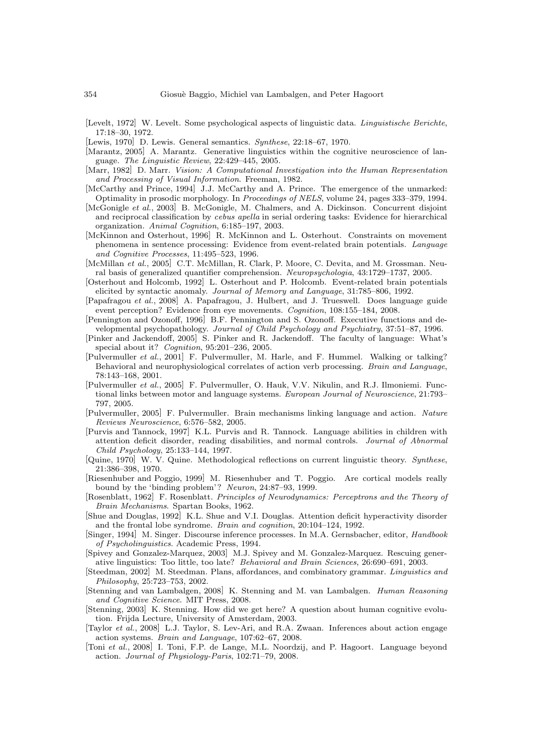[Levelt, 1972] W. Levelt. Some psychological aspects of linguistic data. *Linguistische Berichte*, 17:18–30, 1972.

[Lewis, 1970] D. Lewis. General semantics. *Synthese*, 22:18–67, 1970.

[Marantz, 2005] A. Marantz. Generative linguistics within the cognitive neuroscience of language. *The Linguistic Review*, 22:429–445, 2005.

[Marr, 1982] D. Marr. *Vision: A Computational Investigation into the Human Representation and Processing of Visual Information*. Freeman, 1982.

[McCarthy and Prince, 1994] J.J. McCarthy and A. Prince. The emergence of the unmarked: Optimality in prosodic morphology. In *Proceedings of NELS*, volume 24, pages 333–379, 1994.

[McGonigle *et al.*, 2003] B. McGonigle, M. Chalmers, and A. Dickinson. Concurrent disjoint and reciprocal classification by *cebus apella* in serial ordering tasks: Evidence for hierarchical organization. *Animal Cognition*, 6:185–197, 2003.

[McKinnon and Osterhout, 1996] R. McKinnon and L. Osterhout. Constraints on movement phenomena in sentence processing: Evidence from event-related brain potentials. *Language and Cognitive Processes*, 11:495–523, 1996.

[McMillan *et al.*, 2005] C.T. McMillan, R. Clark, P. Moore, C. Devita, and M. Grossman. Neural basis of generalized quantifier comprehension. *Neuropsychologia*, 43:1729–1737, 2005.

[Osterhout and Holcomb, 1992] L. Osterhout and P. Holcomb. Event-related brain potentials elicited by syntactic anomaly. *Journal of Memory and Language*, 31:785–806, 1992.

[Papafragou *et al.*, 2008] A. Papafragou, J. Hulbert, and J. Trueswell. Does language guide event perception? Evidence from eye movements. *Cognition*, 108:155–184, 2008.

[Pennington and Ozonoff, 1996] B.F. Pennington and S. Ozonoff. Executive functions and developmental psychopathology. *Journal of Child Psychology and Psychiatry*, 37:51–87, 1996.

[Pinker and Jackendoff, 2005] S. Pinker and R. Jackendoff. The faculty of language: What's special about it? *Cognition*, 95:201–236, 2005.

[Pulvermuller *et al.*, 2001] F. Pulvermuller, M. Harle, and F. Hummel. Walking or talking? Behavioral and neurophysiological correlates of action verb processing. *Brain and Language*, 78:143–168, 2001.

[Pulvermuller *et al.*, 2005] F. Pulvermuller, O. Hauk, V.V. Nikulin, and R.J. Ilmoniemi. Functional links between motor and language systems. *European Journal of Neuroscience*, 21:793–797, 2005.

[Pulvermuller, 2005] F. Pulvermuller. Brain mechanisms linking language and action. *Nature Reviews Neuroscience*, 6:576–582, 2005.

[Purvis and Tannock, 1997] K.L. Purvis and R. Tannock. Language abilities in children with attention deficit disorder, reading disabilities, and normal controls. *Journal of Abnormal Child Psychology*, 25:133–144, 1997.

[Quine, 1970] W. V. Quine. Methodological reflections on current linguistic theory. *Synthese*, 21:386–398, 1970.

[Riesenhuber and Poggio, 1999] M. Riesenhuber and T. Poggio. Are cortical models really bound by the 'binding problem'? *Neuron*, 24:87–93, 1999.

[Rosenblatt, 1962] F. Rosenblatt. *Principles of Neurodynamics: Perceptrons and the Theory of Brain Mechanisms*. Spartan Books, 1962.

[Shue and Douglas, 1992] K.L. Shue and V.I. Douglas. Attention deficit hyperactivity disorder and the frontal lobe syndrome. *Brain and cognition*, 20:104–124, 1992.

[Singer, 1994] M. Singer. Discourse inference processes. In M.A. Gernsbacher, editor, *Handbook of Psycholinguistics*. Academic Press, 1994.

[Spivey and Gonzalez-Marquez, 2003] M.J. Spivey and M. Gonzalez-Marquez. Rescuing generative linguistics: Too little, too late? *Behavioral and Brain Sciences*, 26:690–691, 2003.

[Steedman, 2002] M. Steedman. Plans, affordances, and combinatory grammar. *Linguistics and Philosophy*, 25:723–753, 2002.

[Stenning and van Lambalgen, 2008] K. Stenning and M. van Lambalgen. *Human Reasoning and Cognitive Science*. MIT Press, 2008.

[Stenning, 2003] K. Stenning. How did we get here? A question about human cognitive evolution. Frijda Lecture, University of Amsterdam, 2003.

[Taylor *et al.*, 2008] L.J. Taylor, S. Lev-Ari, and R.A. Zwaan. Inferences about action engage action systems. *Brain and Language*, 107:62–67, 2008.

[Toni *et al.*, 2008] I. Toni, F.P. de Lange, M.L. Noordzij, and P. Hagoort. Language beyond action. *Journal of Physiology-Paris*, 102:71–79, 2008.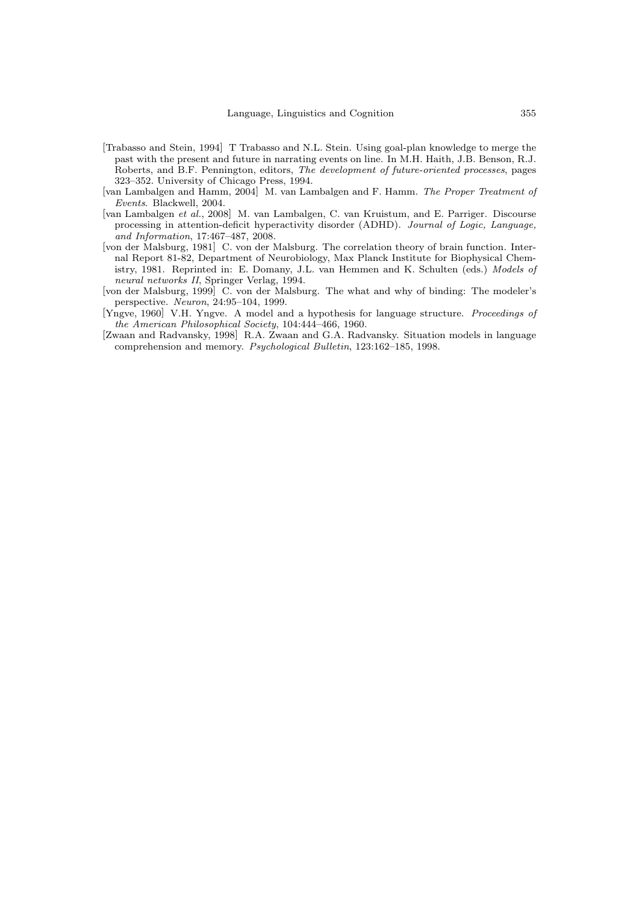[Trabasso and Stein, 1994] T Trabasso and N.L. Stein. Using goal-plan knowledge to merge the past with the present and future in narrating events on line. In M.H. Haith, J.B. Benson, R.J. Roberts, and B.F. Pennington, editors, *The development of future-oriented processes*, pages 323–352. University of Chicago Press, 1994.

[van Lambalgen and Hamm, 2004] M. van Lambalgen and F. Hamm. *The Proper Treatment of Events*. Blackwell, 2004.

[van Lambalgen *et al.*, 2008] M. van Lambalgen, C. van Kruistum, and E. Parriger. Discourse processing in attention-deficit hyperactivity disorder (ADHD). *Journal of Logic, Language, and Information*, 17:467–487, 2008.

[von der Malsburg, 1981] C. von der Malsburg. The correlation theory of brain function. Internal Report 81-82, Department of Neurobiology, Max Planck Institute for Biophysical Chemistry, 1981. Reprinted in: E. Domany, J.L. van Hemmen and K. Schulten (eds.) *Models of neural networks II*, Springer Verlag, 1994.

[von der Malsburg, 1999] C. von der Malsburg. The what and why of binding: The modeler's perspective. *Neuron*, 24:95–104, 1999.

[Yngve, 1960] V.H. Yngve. A model and a hypothesis for language structure. *Proceedings of the American Philosophical Society*, 104:444–466, 1960.

[Zwaan and Radvansky, 1998] R.A. Zwaan and G.A. Radvansky. Situation models in language comprehension and memory. *Psychological Bulletin*, 123:162–185, 1998.